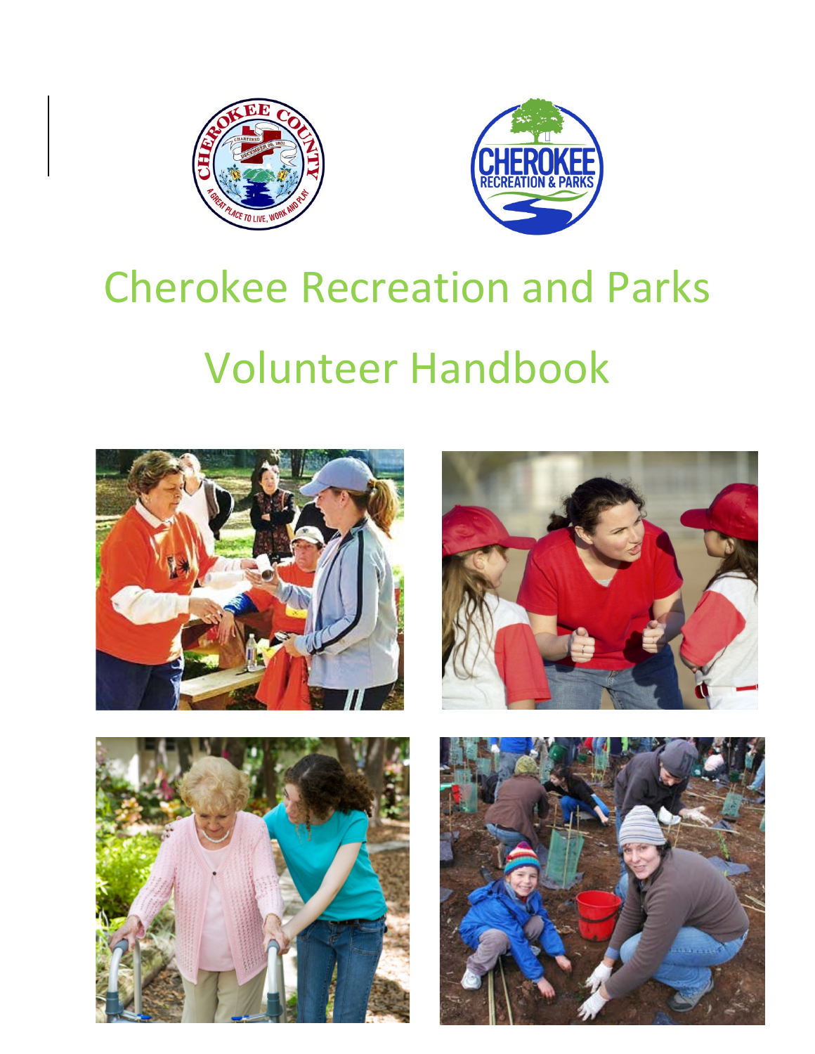# Cherokee Recreation and Parks

# Volunteer Handbook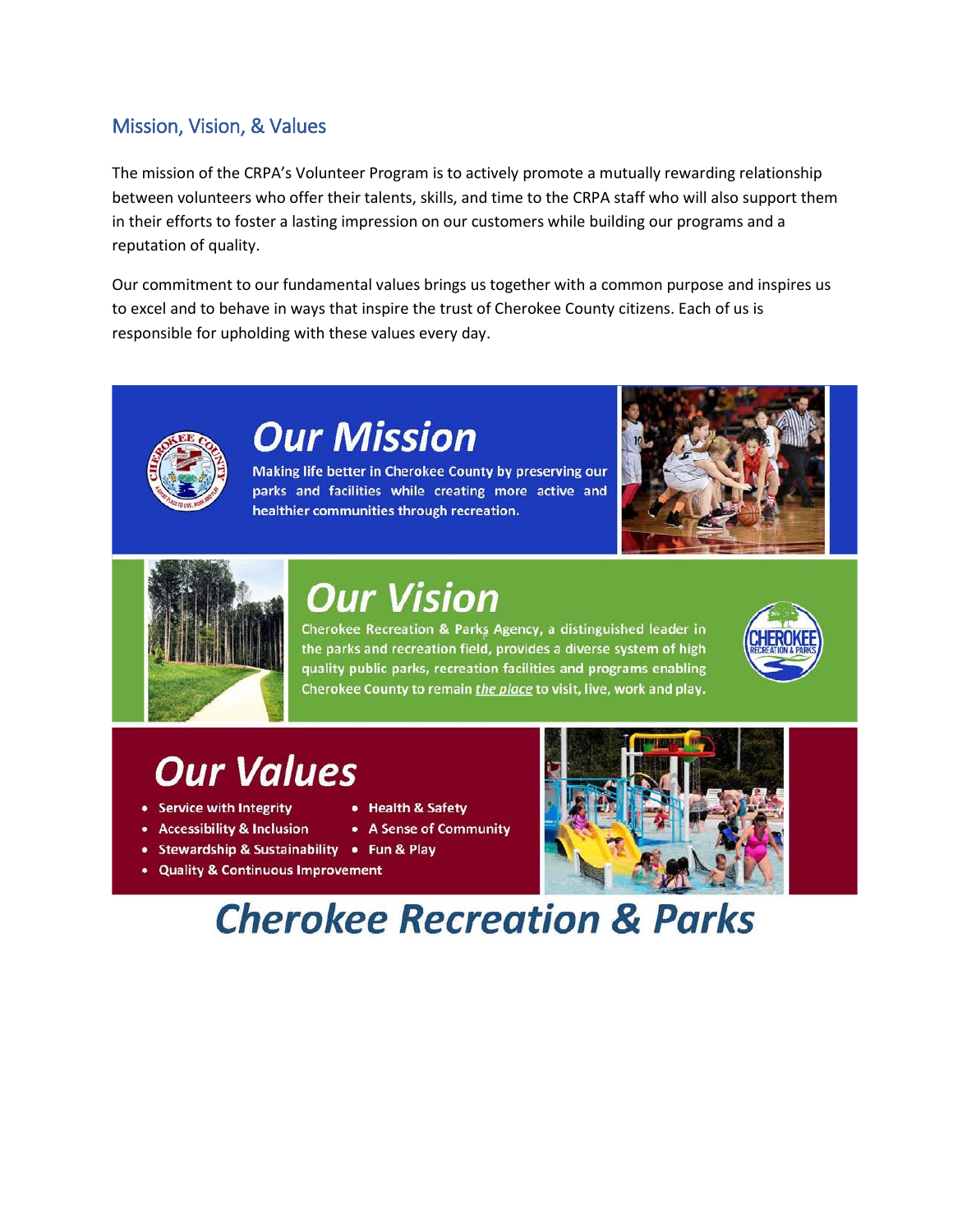## Mission, Vision, & Values

The mission of the CRPA's Volunteer Program is to actively promote a mutually rewarding relationship between volunteers who offer their talents, skills, and time to the CRPA staff who will also support them in their efforts to foster a lasting impression on our customers while building our programs and a reputation of quality.

Our commitment to our fundamental values brings us together with a common purpose and inspires us to excel and to behave in ways that inspire the trust of Cherokee County citizens. Each of us is responsible for upholding with these values every day.

## Our Mission

Making life better in Cherokee County by preserving our parks and facilities while creating more active and healthier communities through recreation.

## Our Vision

Cherokee Recreation & Parks Agency, a distinguished leader in the parks and recreation field, provides a diverse system of high quality public parks, recreation facilities and programs enabling Cherokee County to remain *the place* to visit, live, work and play.

## Our Values

- Service with Integrity
- Accessibility & Inclusion
- Stewardship & Sustainability
- Quality & Continuous Improvement
- Health & Safety
- A Sense of Community
- Fun & Play

**Cherokee Recreation & Parks**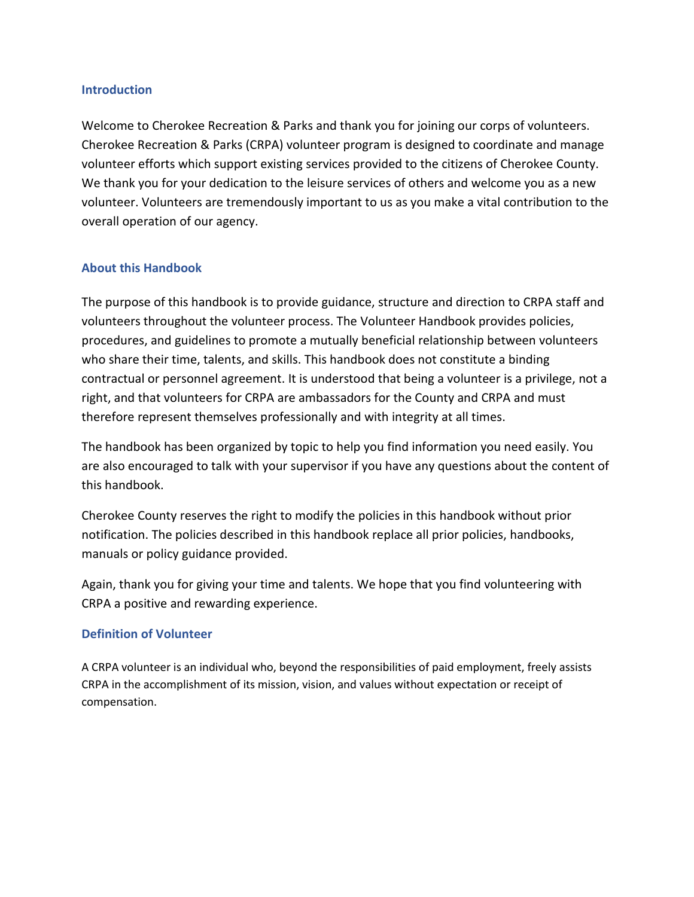## Introduction

Welcome to Cherokee Recreation & Parks and thank you for joining our corps of volunteers. Cherokee Recreation & Parks (CRPA) volunteer program is designed to coordinate and manage volunteer efforts which support existing services provided to the citizens of Cherokee County. We thank you for your dedication to the leisure services of others and welcome you as a new volunteer. Volunteers are tremendously important to us as you make a vital contribution to the overall operation of our agency.

## About this Handbook

The purpose of this handbook is to provide guidance, structure and direction to CRPA staff and volunteers throughout the volunteer process. The Volunteer Handbook provides policies, procedures, and guidelines to promote a mutually beneficial relationship between volunteers who share their time, talents, and skills. This handbook does not constitute a binding contractual or personnel agreement. It is understood that being a volunteer is a privilege, not a right, and that volunteers for CRPA are ambassadors for the County and CRPA and must therefore represent themselves professionally and with integrity at all times.

The handbook has been organized by topic to help you find information you need easily. You are also encouraged to talk with your supervisor if you have any questions about the content of this handbook.

Cherokee County reserves the right to modify the policies in this handbook without prior notification. The policies described in this handbook replace all prior policies, handbooks, manuals or policy guidance provided.

Again, thank you for giving your time and talents. We hope that you find volunteering with CRPA a positive and rewarding experience.

## Definition of Volunteer

A CRPA volunteer is an individual who, beyond the responsibilities of paid employment, freely assists CRPA in the accomplishment of its mission, vision, and values without expectation or receipt of compensation.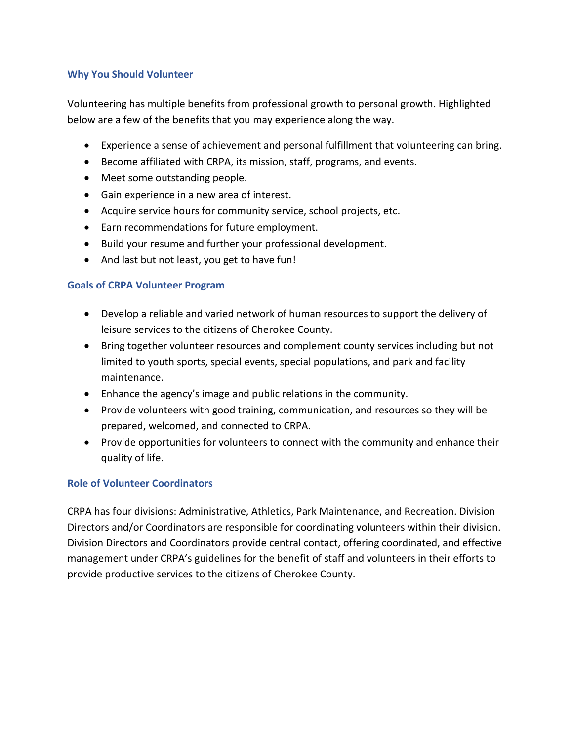## Why You Should Volunteer

Volunteering has multiple benefits from professional growth to personal growth. Highlighted below are a few of the benefits that you may experience along the way.

- Experience a sense of achievement and personal fulfillment that volunteering can bring.
- Become affiliated with CRPA, its mission, staff, programs, and events.
- Meet some outstanding people.
- Gain experience in a new area of interest.
- Acquire service hours for community service, school projects, etc.
- Earn recommendations for future employment.
- Build your resume and further your professional development.
- And last but not least, you get to have fun!

## Goals of CRPA Volunteer Program

- Develop a reliable and varied network of human resources to support the delivery of leisure services to the citizens of Cherokee County.
- Bring together volunteer resources and complement county services including but not limited to youth sports, special events, special populations, and park and facility maintenance.
- Enhance the agency's image and public relations in the community.
- Provide volunteers with good training, communication, and resources so they will be prepared, welcomed, and connected to CRPA.
- Provide opportunities for volunteers to connect with the community and enhance their quality of life.

## Role of Volunteer Coordinators

CRPA has four divisions: Administrative, Athletics, Park Maintenance, and Recreation. Division Directors and/or Coordinators are responsible for coordinating volunteers within their division. Division Directors and Coordinators provide central contact, offering coordinated, and effective management under CRPA's guidelines for the benefit of staff and volunteers in their efforts to provide productive services to the citizens of Cherokee County.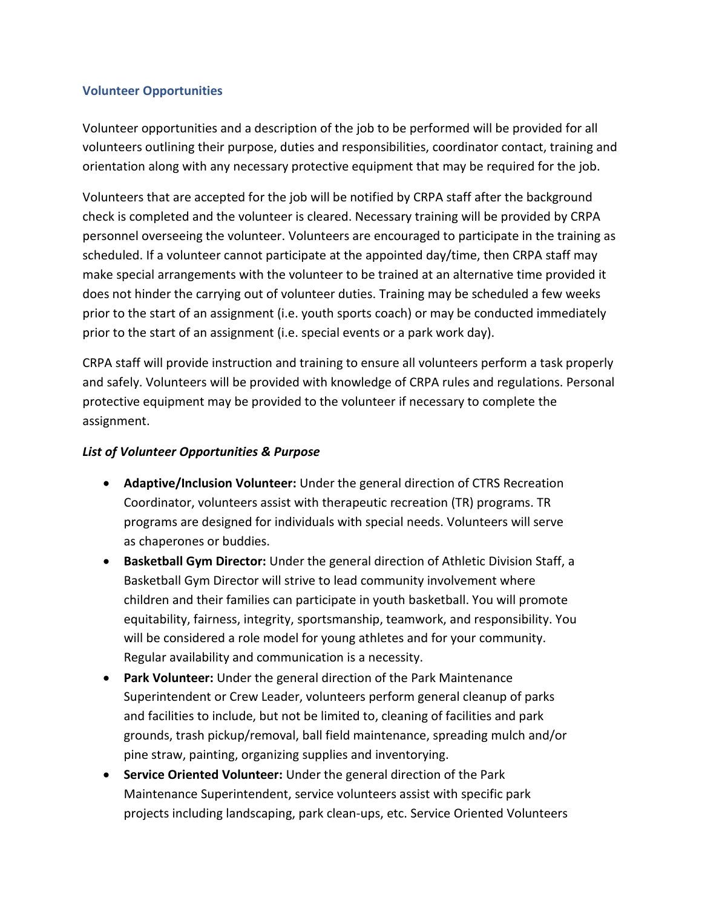## Volunteer Opportunities

Volunteer opportunities and a description of the job to be performed will be provided for all volunteers outlining their purpose, duties and responsibilities, coordinator contact, training and orientation along with any necessary protective equipment that may be required for the job.

Volunteers that are accepted for the job will be notified by CRPA staff after the background check is completed and the volunteer is cleared. Necessary training will be provided by CRPA personnel overseeing the volunteer. Volunteers are encouraged to participate in the training as scheduled. If a volunteer cannot participate at the appointed day/time, then CRPA staff may make special arrangements with the volunteer to be trained at an alternative time provided it does not hinder the carrying out of volunteer duties. Training may be scheduled a few weeks prior to the start of an assignment (i.e. youth sports coach) or may be conducted immediately prior to the start of an assignment (i.e. special events or a park work day).

CRPA staff will provide instruction and training to ensure all volunteers perform a task properly and safely. Volunteers will be provided with knowledge of CRPA rules and regulations. Personal protective equipment may be provided to the volunteer if necessary to complete the assignment.

***List of Volunteer Opportunities & Purpose***

- **Adaptive/Inclusion Volunteer:** Under the general direction of CTRS Recreation Coordinator, volunteers assist with therapeutic recreation (TR) programs. TR programs are designed for individuals with special needs. Volunteers will serve as chaperones or buddies.
- **Basketball Gym Director:** Under the general direction of Athletic Division Staff, a Basketball Gym Director will strive to lead community involvement where children and their families can participate in youth basketball. You will promote equitability, fairness, integrity, sportsmanship, teamwork, and responsibility. You will be considered a role model for young athletes and for your community. Regular availability and communication is a necessity.
- **Park Volunteer:** Under the general direction of the Park Maintenance Superintendent or Crew Leader, volunteers perform general cleanup of parks and facilities to include, but not be limited to, cleaning of facilities and park grounds, trash pickup/removal, ball field maintenance, spreading mulch and/or pine straw, painting, organizing supplies and inventorying.
- **Service Oriented Volunteer:** Under the general direction of the Park Maintenance Superintendent, service volunteers assist with specific park projects including landscaping, park clean-ups, etc. Service Oriented Volunteers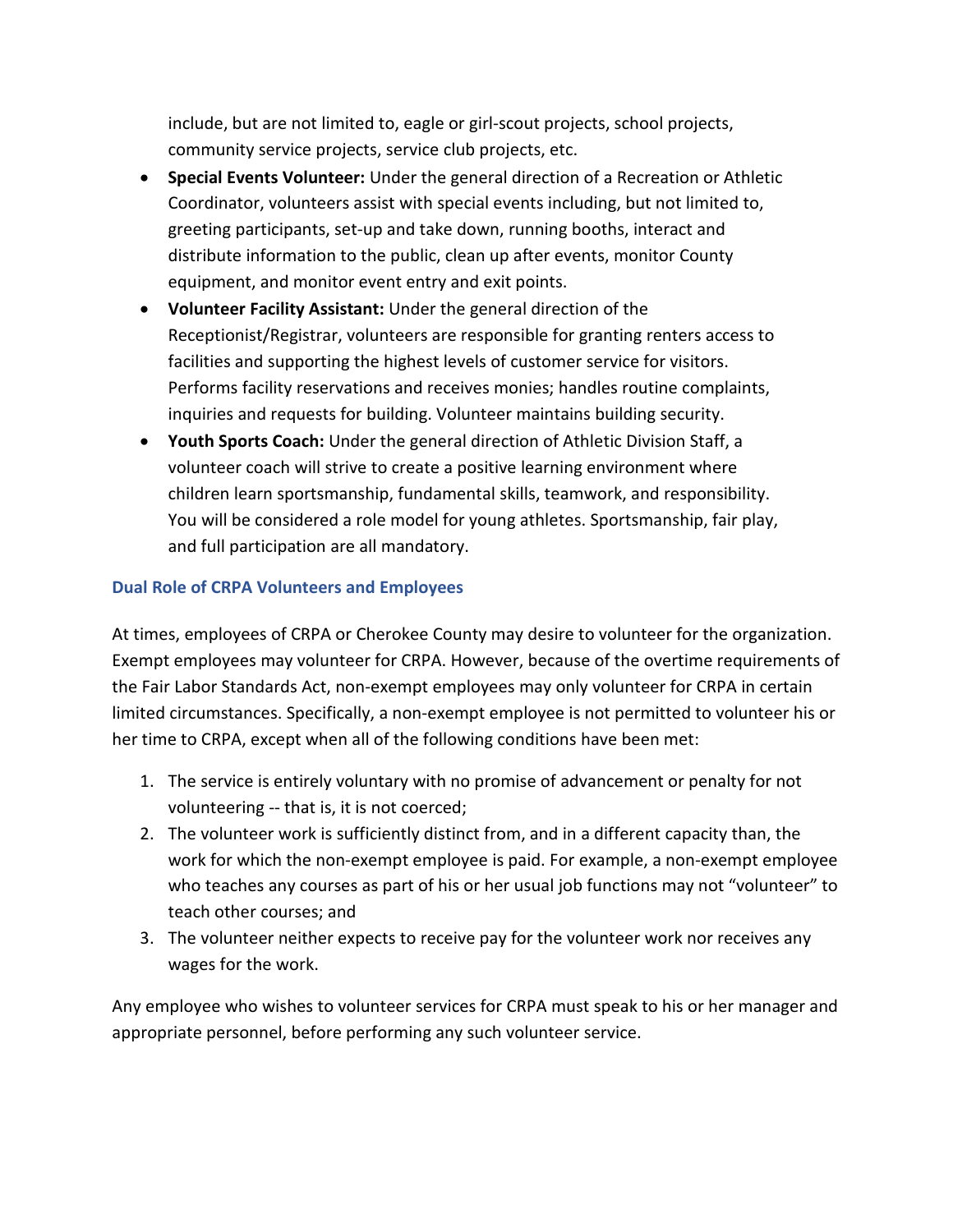include, but are not limited to, eagle or girl-scout projects, school projects, community service projects, service club projects, etc.

- **Special Events Volunteer:** Under the general direction of a Recreation or Athletic Coordinator, volunteers assist with special events including, but not limited to, greeting participants, set-up and take down, running booths, interact and distribute information to the public, clean up after events, monitor County equipment, and monitor event entry and exit points.
- **Volunteer Facility Assistant:** Under the general direction of the Receptionist/Registrar, volunteers are responsible for granting renters access to facilities and supporting the highest levels of customer service for visitors. Performs facility reservations and receives monies; handles routine complaints, inquiries and requests for building. Volunteer maintains building security.
- **Youth Sports Coach:** Under the general direction of Athletic Division Staff, a volunteer coach will strive to create a positive learning environment where children learn sportsmanship, fundamental skills, teamwork, and responsibility. You will be considered a role model for young athletes. Sportsmanship, fair play, and full participation are all mandatory.

### Dual Role of CRPA Volunteers and Employees

At times, employees of CRPA or Cherokee County may desire to volunteer for the organization. Exempt employees may volunteer for CRPA. However, because of the overtime requirements of the Fair Labor Standards Act, non-exempt employees may only volunteer for CRPA in certain limited circumstances. Specifically, a non-exempt employee is not permitted to volunteer his or her time to CRPA, except when all of the following conditions have been met:

1. The service is entirely voluntary with no promise of advancement or penalty for not volunteering -- that is, it is not coerced;
2. The volunteer work is sufficiently distinct from, and in a different capacity than, the work for which the non-exempt employee is paid. For example, a non-exempt employee who teaches any courses as part of his or her usual job functions may not "volunteer" to teach other courses; and
3. The volunteer neither expects to receive pay for the volunteer work nor receives any wages for the work.

Any employee who wishes to volunteer services for CRPA must speak to his or her manager and appropriate personnel, before performing any such volunteer service.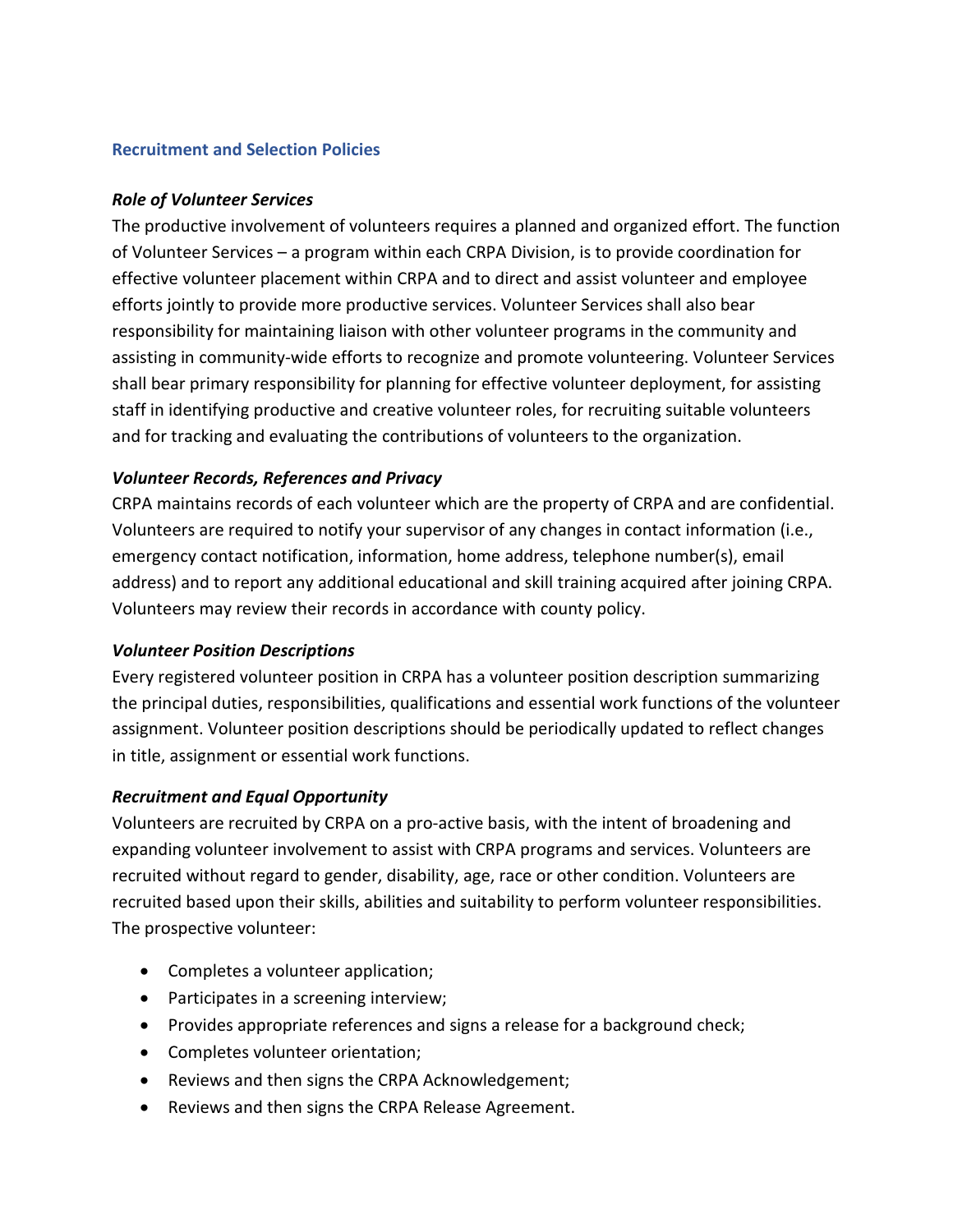## Recruitment and Selection Policies

### *Role of Volunteer Services*

The productive involvement of volunteers requires a planned and organized effort. The function of Volunteer Services – a program within each CRPA Division, is to provide coordination for effective volunteer placement within CRPA and to direct and assist volunteer and employee efforts jointly to provide more productive services. Volunteer Services shall also bear responsibility for maintaining liaison with other volunteer programs in the community and assisting in community-wide efforts to recognize and promote volunteering. Volunteer Services shall bear primary responsibility for planning for effective volunteer deployment, for assisting staff in identifying productive and creative volunteer roles, for recruiting suitable volunteers and for tracking and evaluating the contributions of volunteers to the organization.

### *Volunteer Records, References and Privacy*

CRPA maintains records of each volunteer which are the property of CRPA and are confidential. Volunteers are required to notify your supervisor of any changes in contact information (i.e., emergency contact notification, information, home address, telephone number(s), email address) and to report any additional educational and skill training acquired after joining CRPA. Volunteers may review their records in accordance with county policy.

### *Volunteer Position Descriptions*

Every registered volunteer position in CRPA has a volunteer position description summarizing the principal duties, responsibilities, qualifications and essential work functions of the volunteer assignment. Volunteer position descriptions should be periodically updated to reflect changes in title, assignment or essential work functions.

### *Recruitment and Equal Opportunity*

Volunteers are recruited by CRPA on a pro-active basis, with the intent of broadening and expanding volunteer involvement to assist with CRPA programs and services. Volunteers are recruited without regard to gender, disability, age, race or other condition. Volunteers are recruited based upon their skills, abilities and suitability to perform volunteer responsibilities. The prospective volunteer:

- Completes a volunteer application;
- Participates in a screening interview;
- Provides appropriate references and signs a release for a background check;
- Completes volunteer orientation;
- Reviews and then signs the CRPA Acknowledgement;
- Reviews and then signs the CRPA Release Agreement.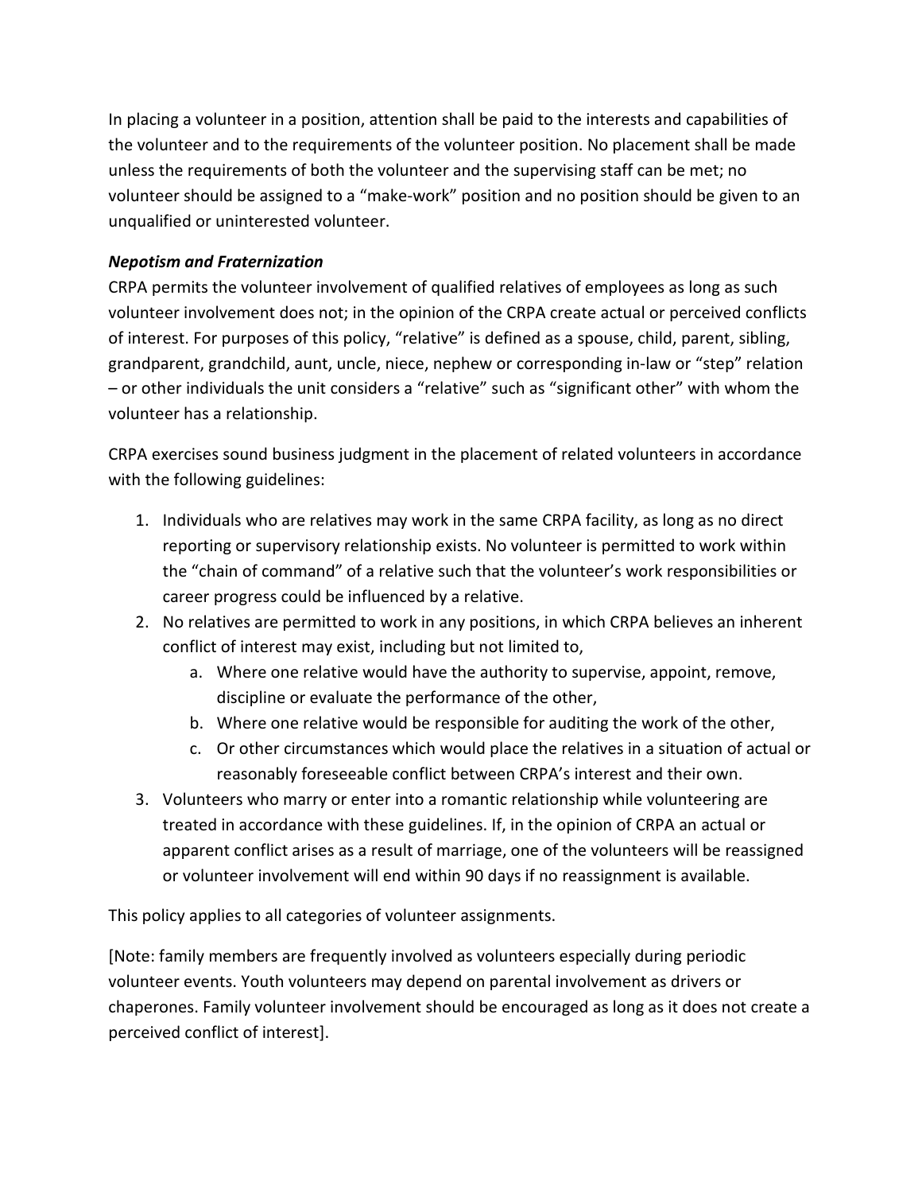In placing a volunteer in a position, attention shall be paid to the interests and capabilities of the volunteer and to the requirements of the volunteer position. No placement shall be made unless the requirements of both the volunteer and the supervising staff can be met; no volunteer should be assigned to a "make-work" position and no position should be given to an unqualified or uninterested volunteer.

***Nepotism and Fraternization***

CRPA permits the volunteer involvement of qualified relatives of employees as long as such volunteer involvement does not; in the opinion of the CRPA create actual or perceived conflicts of interest. For purposes of this policy, "relative" is defined as a spouse, child, parent, sibling, grandparent, grandchild, aunt, uncle, niece, nephew or corresponding in-law or "step" relation – or other individuals the unit considers a "relative" such as "significant other" with whom the volunteer has a relationship.

CRPA exercises sound business judgment in the placement of related volunteers in accordance with the following guidelines:

1. Individuals who are relatives may work in the same CRPA facility, as long as no direct reporting or supervisory relationship exists. No volunteer is permitted to work within the "chain of command" of a relative such that the volunteer's work responsibilities or career progress could be influenced by a relative.
2. No relatives are permitted to work in any positions, in which CRPA believes an inherent conflict of interest may exist, including but not limited to,
    a. Where one relative would have the authority to supervise, appoint, remove, discipline or evaluate the performance of the other,
    b. Where one relative would be responsible for auditing the work of the other,
    c. Or other circumstances which would place the relatives in a situation of actual or reasonably foreseeable conflict between CRPA's interest and their own.
3. Volunteers who marry or enter into a romantic relationship while volunteering are treated in accordance with these guidelines. If, in the opinion of CRPA an actual or apparent conflict arises as a result of marriage, one of the volunteers will be reassigned or volunteer involvement will end within 90 days if no reassignment is available.

This policy applies to all categories of volunteer assignments.

[Note: family members are frequently involved as volunteers especially during periodic volunteer events. Youth volunteers may depend on parental involvement as drivers or chaperones. Family volunteer involvement should be encouraged as long as it does not create a perceived conflict of interest].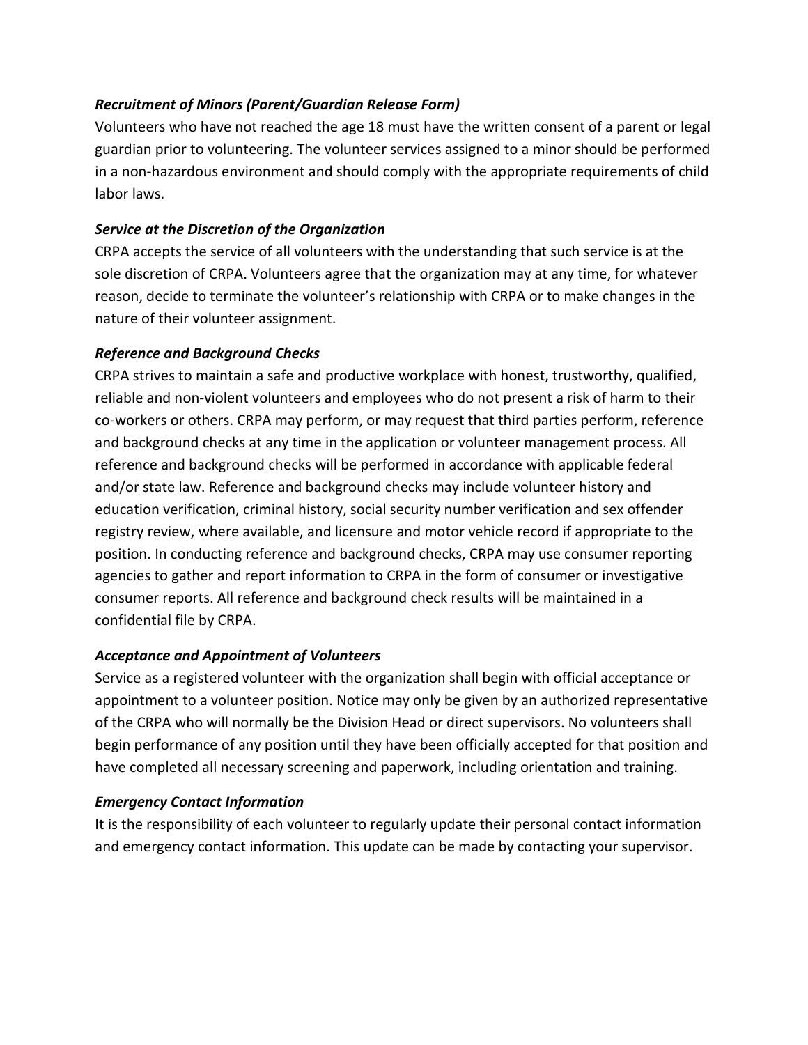***Recruitment of Minors (Parent/Guardian Release Form)***

Volunteers who have not reached the age 18 must have the written consent of a parent or legal guardian prior to volunteering. The volunteer services assigned to a minor should be performed in a non-hazardous environment and should comply with the appropriate requirements of child labor laws.

***Service at the Discretion of the Organization***

CRPA accepts the service of all volunteers with the understanding that such service is at the sole discretion of CRPA. Volunteers agree that the organization may at any time, for whatever reason, decide to terminate the volunteer's relationship with CRPA or to make changes in the nature of their volunteer assignment.

***Reference and Background Checks***

CRPA strives to maintain a safe and productive workplace with honest, trustworthy, qualified, reliable and non-violent volunteers and employees who do not present a risk of harm to their co-workers or others. CRPA may perform, or may request that third parties perform, reference and background checks at any time in the application or volunteer management process. All reference and background checks will be performed in accordance with applicable federal and/or state law. Reference and background checks may include volunteer history and education verification, criminal history, social security number verification and sex offender registry review, where available, and licensure and motor vehicle record if appropriate to the position. In conducting reference and background checks, CRPA may use consumer reporting agencies to gather and report information to CRPA in the form of consumer or investigative consumer reports. All reference and background check results will be maintained in a confidential file by CRPA.

***Acceptance and Appointment of Volunteers***

Service as a registered volunteer with the organization shall begin with official acceptance or appointment to a volunteer position. Notice may only be given by an authorized representative of the CRPA who will normally be the Division Head or direct supervisors. No volunteers shall begin performance of any position until they have been officially accepted for that position and have completed all necessary screening and paperwork, including orientation and training.

***Emergency Contact Information***

It is the responsibility of each volunteer to regularly update their personal contact information and emergency contact information. This update can be made by contacting your supervisor.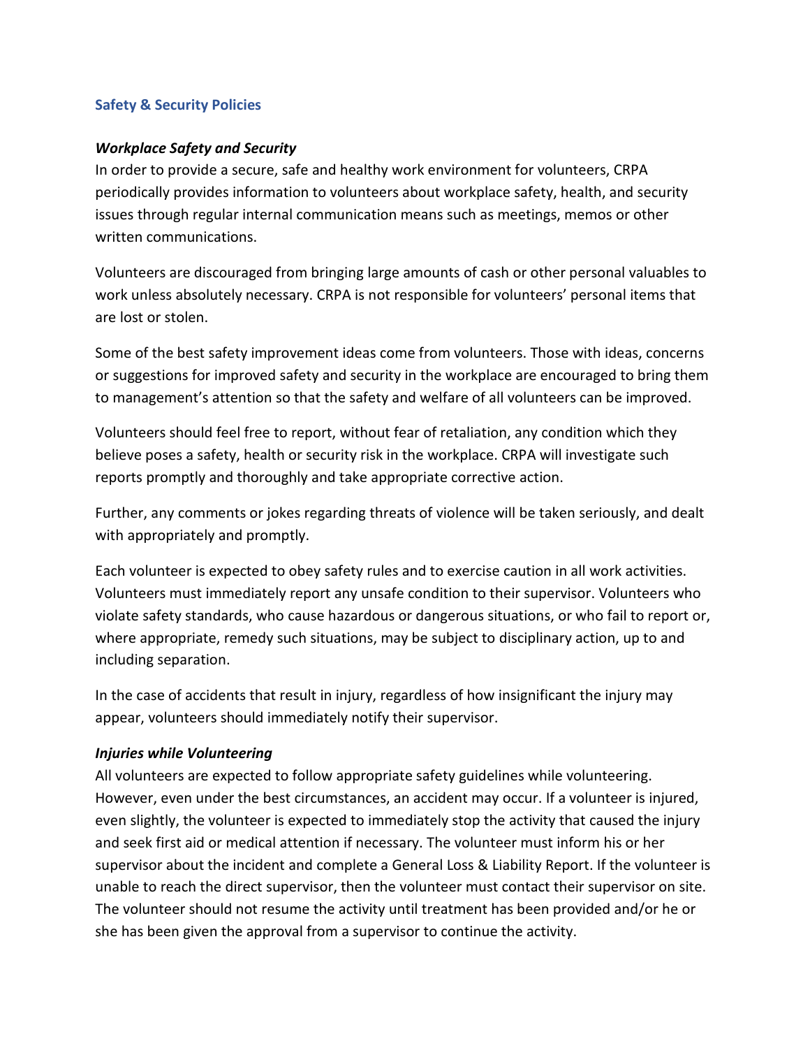## Safety & Security Policies

### *Workplace Safety and Security*

In order to provide a secure, safe and healthy work environment for volunteers, CRPA periodically provides information to volunteers about workplace safety, health, and security issues through regular internal communication means such as meetings, memos or other written communications.

Volunteers are discouraged from bringing large amounts of cash or other personal valuables to work unless absolutely necessary. CRPA is not responsible for volunteers' personal items that are lost or stolen.

Some of the best safety improvement ideas come from volunteers. Those with ideas, concerns or suggestions for improved safety and security in the workplace are encouraged to bring them to management's attention so that the safety and welfare of all volunteers can be improved.

Volunteers should feel free to report, without fear of retaliation, any condition which they believe poses a safety, health or security risk in the workplace. CRPA will investigate such reports promptly and thoroughly and take appropriate corrective action.

Further, any comments or jokes regarding threats of violence will be taken seriously, and dealt with appropriately and promptly.

Each volunteer is expected to obey safety rules and to exercise caution in all work activities. Volunteers must immediately report any unsafe condition to their supervisor. Volunteers who violate safety standards, who cause hazardous or dangerous situations, or who fail to report or, where appropriate, remedy such situations, may be subject to disciplinary action, up to and including separation.

In the case of accidents that result in injury, regardless of how insignificant the injury may appear, volunteers should immediately notify their supervisor.

### *Injuries while Volunteering*

All volunteers are expected to follow appropriate safety guidelines while volunteering. However, even under the best circumstances, an accident may occur. If a volunteer is injured, even slightly, the volunteer is expected to immediately stop the activity that caused the injury and seek first aid or medical attention if necessary. The volunteer must inform his or her supervisor about the incident and complete a General Loss & Liability Report. If the volunteer is unable to reach the direct supervisor, then the volunteer must contact their supervisor on site. The volunteer should not resume the activity until treatment has been provided and/or he or she has been given the approval from a supervisor to continue the activity.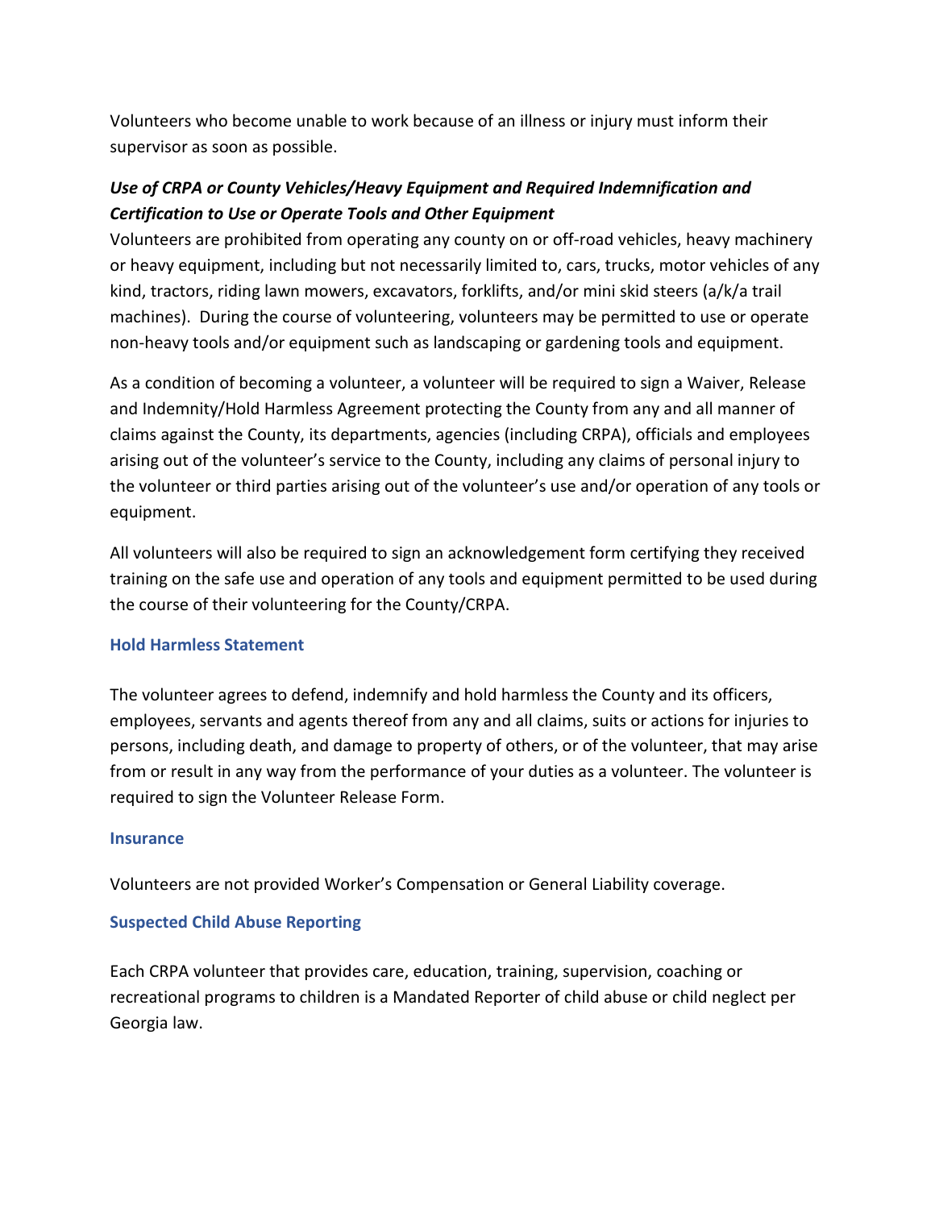Volunteers who become unable to work because of an illness or injury must inform their supervisor as soon as possible.

***Use of CRPA or County Vehicles/Heavy Equipment and Required Indemnification and Certification to Use or Operate Tools and Other Equipment***

Volunteers are prohibited from operating any county on or off-road vehicles, heavy machinery or heavy equipment, including but not necessarily limited to, cars, trucks, motor vehicles of any kind, tractors, riding lawn mowers, excavators, forklifts, and/or mini skid steers (a/k/a trail machines). During the course of volunteering, volunteers may be permitted to use or operate non-heavy tools and/or equipment such as landscaping or gardening tools and equipment.

As a condition of becoming a volunteer, a volunteer will be required to sign a Waiver, Release and Indemnity/Hold Harmless Agreement protecting the County from any and all manner of claims against the County, its departments, agencies (including CRPA), officials and employees arising out of the volunteer's service to the County, including any claims of personal injury to the volunteer or third parties arising out of the volunteer's use and/or operation of any tools or equipment.

All volunteers will also be required to sign an acknowledgement form certifying they received training on the safe use and operation of any tools and equipment permitted to be used during the course of their volunteering for the County/CRPA.

### Hold Harmless Statement

The volunteer agrees to defend, indemnify and hold harmless the County and its officers, employees, servants and agents thereof from any and all claims, suits or actions for injuries to persons, including death, and damage to property of others, or of the volunteer, that may arise from or result in any way from the performance of your duties as a volunteer. The volunteer is required to sign the Volunteer Release Form.

### Insurance

Volunteers are not provided Worker's Compensation or General Liability coverage.

### Suspected Child Abuse Reporting

Each CRPA volunteer that provides care, education, training, supervision, coaching or recreational programs to children is a Mandated Reporter of child abuse or child neglect per Georgia law.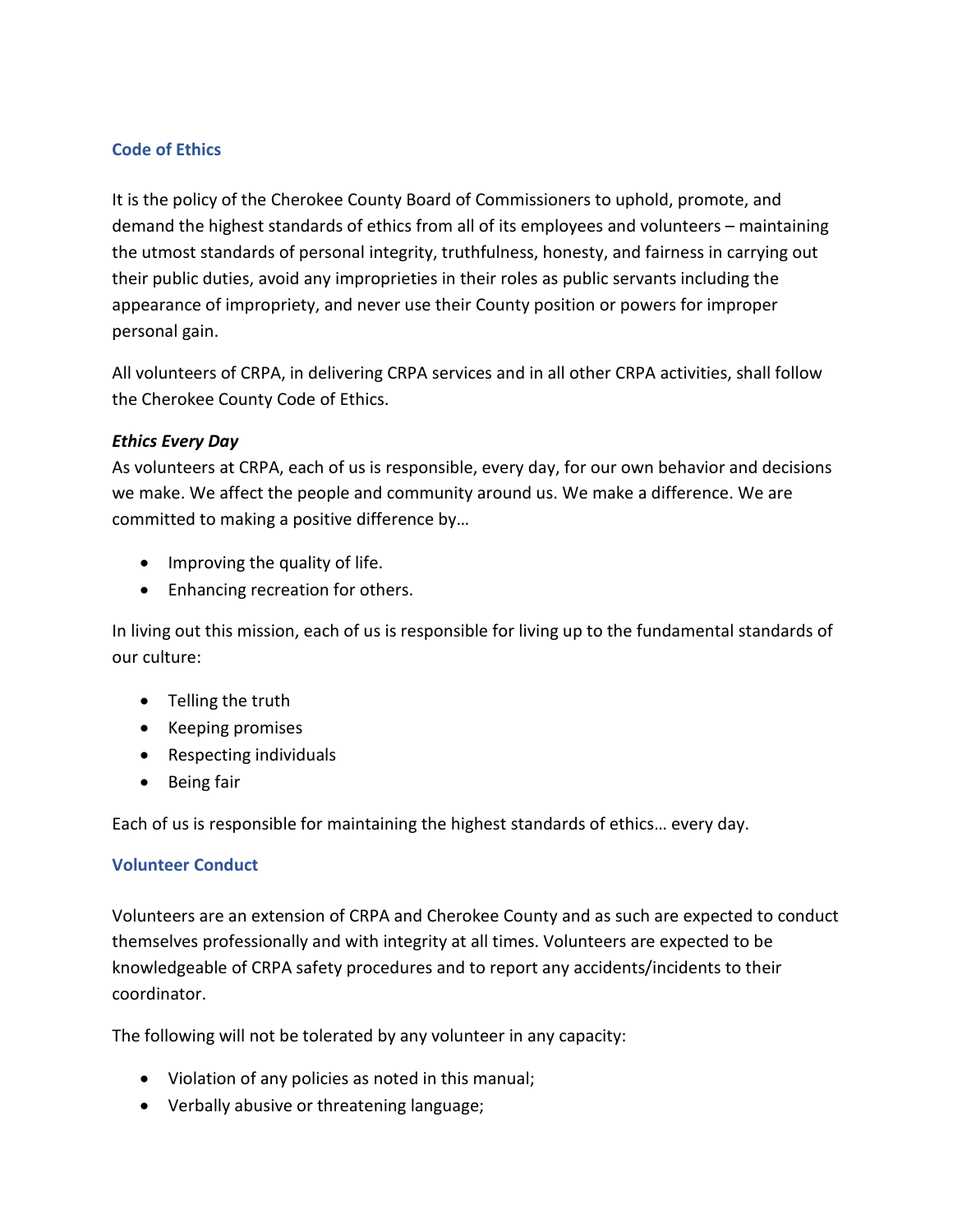## Code of Ethics

It is the policy of the Cherokee County Board of Commissioners to uphold, promote, and demand the highest standards of ethics from all of its employees and volunteers – maintaining the utmost standards of personal integrity, truthfulness, honesty, and fairness in carrying out their public duties, avoid any improprieties in their roles as public servants including the appearance of impropriety, and never use their County position or powers for improper personal gain.

All volunteers of CRPA, in delivering CRPA services and in all other CRPA activities, shall follow the Cherokee County Code of Ethics.

***Ethics Every Day***

As volunteers at CRPA, each of us is responsible, every day, for our own behavior and decisions we make. We affect the people and community around us. We make a difference. We are committed to making a positive difference by…

- Improving the quality of life.
- Enhancing recreation for others.

In living out this mission, each of us is responsible for living up to the fundamental standards of our culture:

- Telling the truth
- Keeping promises
- Respecting individuals
- Being fair

Each of us is responsible for maintaining the highest standards of ethics… every day.

## Volunteer Conduct

Volunteers are an extension of CRPA and Cherokee County and as such are expected to conduct themselves professionally and with integrity at all times. Volunteers are expected to be knowledgeable of CRPA safety procedures and to report any accidents/incidents to their coordinator.

The following will not be tolerated by any volunteer in any capacity:

- Violation of any policies as noted in this manual;
- Verbally abusive or threatening language;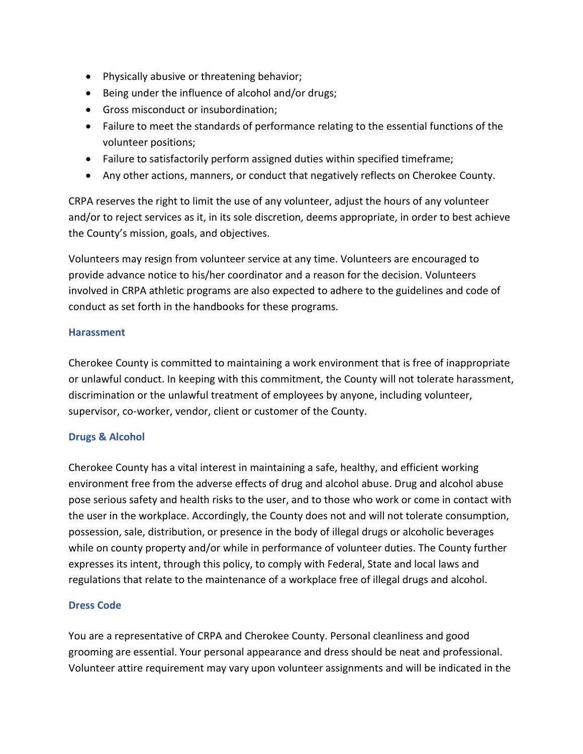- Physically abusive or threatening behavior;
- Being under the influence of alcohol and/or drugs;
- Gross misconduct or insubordination;
- Failure to meet the standards of performance relating to the essential functions of the volunteer positions;
- Failure to satisfactorily perform assigned duties within specified timeframe;
- Any other actions, manners, or conduct that negatively reflects on Cherokee County.

CRPA reserves the right to limit the use of any volunteer, adjust the hours of any volunteer and/or to reject services as it, in its sole discretion, deems appropriate, in order to best achieve the County's mission, goals, and objectives.

Volunteers may resign from volunteer service at any time. Volunteers are encouraged to provide advance notice to his/her coordinator and a reason for the decision. Volunteers involved in CRPA athletic programs are also expected to adhere to the guidelines and code of conduct as set forth in the handbooks for these programs.

### Harassment

Cherokee County is committed to maintaining a work environment that is free of inappropriate or unlawful conduct. In keeping with this commitment, the County will not tolerate harassment, discrimination or the unlawful treatment of employees by anyone, including volunteer, supervisor, co-worker, vendor, client or customer of the County.

### Drugs & Alcohol

Cherokee County has a vital interest in maintaining a safe, healthy, and efficient working environment free from the adverse effects of drug and alcohol abuse. Drug and alcohol abuse pose serious safety and health risks to the user, and to those who work or come in contact with the user in the workplace. Accordingly, the County does not and will not tolerate consumption, possession, sale, distribution, or presence in the body of illegal drugs or alcoholic beverages while on county property and/or while in performance of volunteer duties. The County further expresses its intent, through this policy, to comply with Federal, State and local laws and regulations that relate to the maintenance of a workplace free of illegal drugs and alcohol.

### Dress Code

You are a representative of CRPA and Cherokee County. Personal cleanliness and good grooming are essential. Your personal appearance and dress should be neat and professional. Volunteer attire requirement may vary upon volunteer assignments and will be indicated in the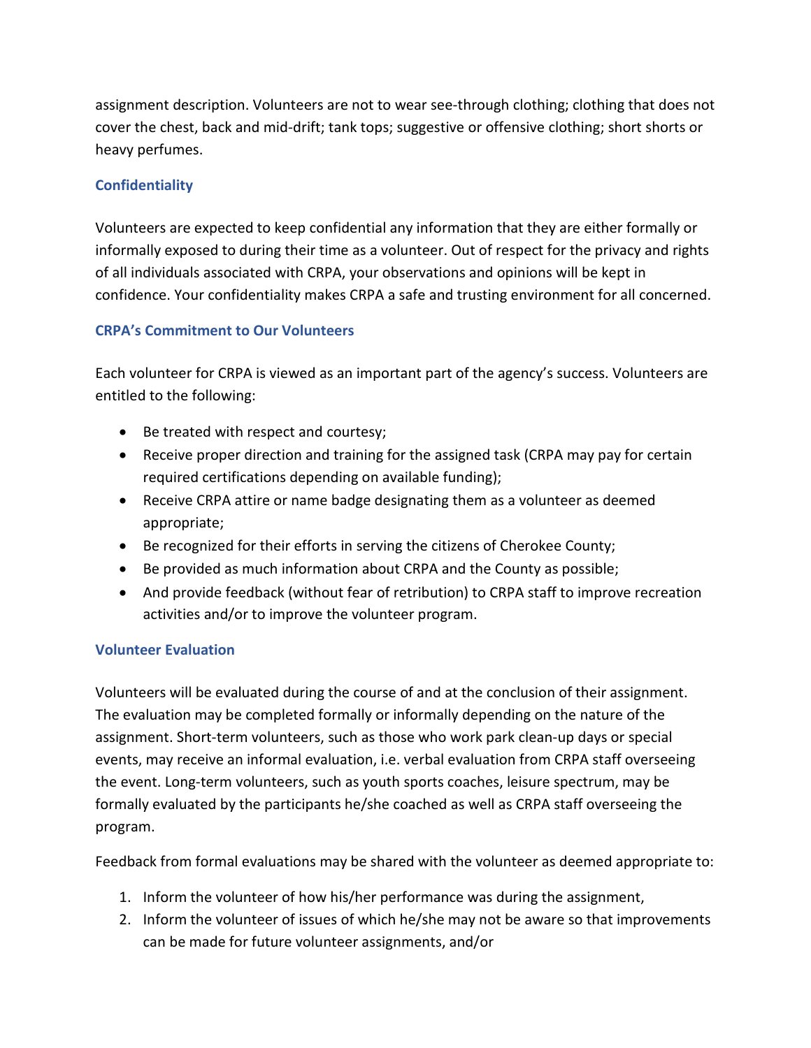assignment description. Volunteers are not to wear see-through clothing; clothing that does not cover the chest, back and mid-drift; tank tops; suggestive or offensive clothing; short shorts or heavy perfumes.

### Confidentiality

Volunteers are expected to keep confidential any information that they are either formally or informally exposed to during their time as a volunteer. Out of respect for the privacy and rights of all individuals associated with CRPA, your observations and opinions will be kept in confidence. Your confidentiality makes CRPA a safe and trusting environment for all concerned.

### CRPA's Commitment to Our Volunteers

Each volunteer for CRPA is viewed as an important part of the agency's success. Volunteers are entitled to the following:

- Be treated with respect and courtesy;
- Receive proper direction and training for the assigned task (CRPA may pay for certain required certifications depending on available funding);
- Receive CRPA attire or name badge designating them as a volunteer as deemed appropriate;
- Be recognized for their efforts in serving the citizens of Cherokee County;
- Be provided as much information about CRPA and the County as possible;
- And provide feedback (without fear of retribution) to CRPA staff to improve recreation activities and/or to improve the volunteer program.

### Volunteer Evaluation

Volunteers will be evaluated during the course of and at the conclusion of their assignment. The evaluation may be completed formally or informally depending on the nature of the assignment. Short-term volunteers, such as those who work park clean-up days or special events, may receive an informal evaluation, i.e. verbal evaluation from CRPA staff overseeing the event. Long-term volunteers, such as youth sports coaches, leisure spectrum, may be formally evaluated by the participants he/she coached as well as CRPA staff overseeing the program.

Feedback from formal evaluations may be shared with the volunteer as deemed appropriate to:

1. Inform the volunteer of how his/her performance was during the assignment,
2. Inform the volunteer of issues of which he/she may not be aware so that improvements can be made for future volunteer assignments, and/or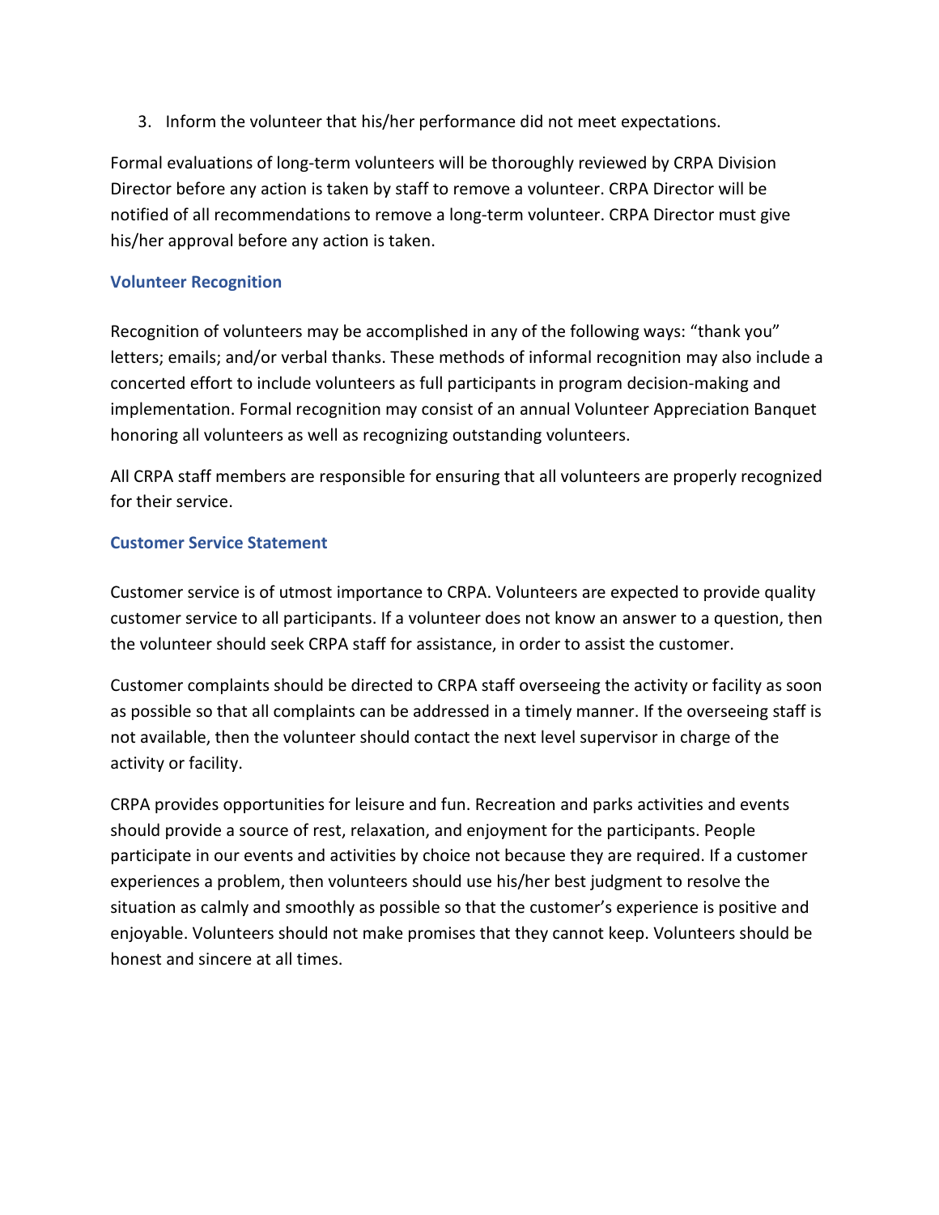3. Inform the volunteer that his/her performance did not meet expectations.

Formal evaluations of long-term volunteers will be thoroughly reviewed by CRPA Division Director before any action is taken by staff to remove a volunteer. CRPA Director will be notified of all recommendations to remove a long-term volunteer. CRPA Director must give his/her approval before any action is taken.

### Volunteer Recognition

Recognition of volunteers may be accomplished in any of the following ways: "thank you" letters; emails; and/or verbal thanks. These methods of informal recognition may also include a concerted effort to include volunteers as full participants in program decision-making and implementation. Formal recognition may consist of an annual Volunteer Appreciation Banquet honoring all volunteers as well as recognizing outstanding volunteers.

All CRPA staff members are responsible for ensuring that all volunteers are properly recognized for their service.

### Customer Service Statement

Customer service is of utmost importance to CRPA. Volunteers are expected to provide quality customer service to all participants. If a volunteer does not know an answer to a question, then the volunteer should seek CRPA staff for assistance, in order to assist the customer.

Customer complaints should be directed to CRPA staff overseeing the activity or facility as soon as possible so that all complaints can be addressed in a timely manner. If the overseeing staff is not available, then the volunteer should contact the next level supervisor in charge of the activity or facility.

CRPA provides opportunities for leisure and fun. Recreation and parks activities and events should provide a source of rest, relaxation, and enjoyment for the participants. People participate in our events and activities by choice not because they are required. If a customer experiences a problem, then volunteers should use his/her best judgment to resolve the situation as calmly and smoothly as possible so that the customer's experience is positive and enjoyable. Volunteers should not make promises that they cannot keep. Volunteers should be honest and sincere at all times.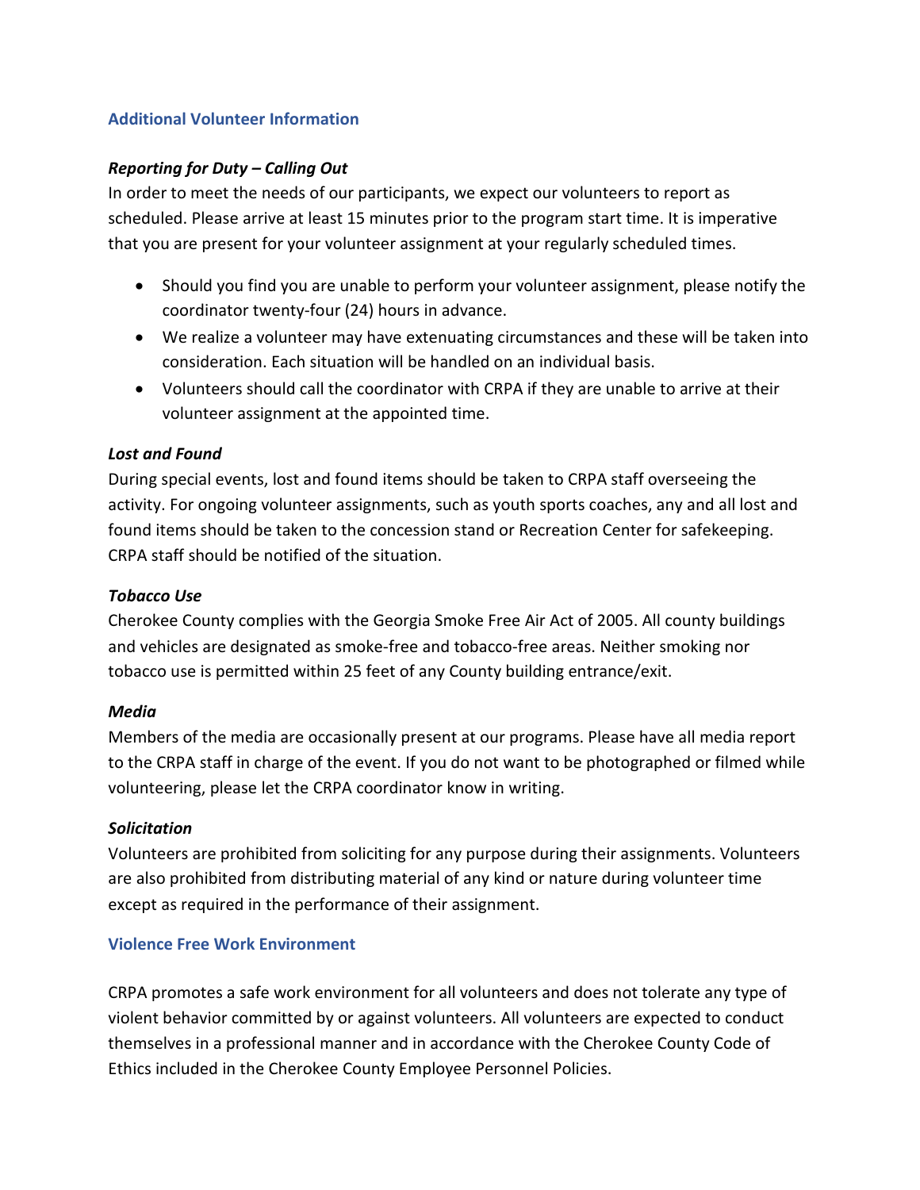## Additional Volunteer Information

### *Reporting for Duty – Calling Out*

In order to meet the needs of our participants, we expect our volunteers to report as scheduled. Please arrive at least 15 minutes prior to the program start time. It is imperative that you are present for your volunteer assignment at your regularly scheduled times.

- Should you find you are unable to perform your volunteer assignment, please notify the coordinator twenty-four (24) hours in advance.
- We realize a volunteer may have extenuating circumstances and these will be taken into consideration. Each situation will be handled on an individual basis.
- Volunteers should call the coordinator with CRPA if they are unable to arrive at their volunteer assignment at the appointed time.

### *Lost and Found*

During special events, lost and found items should be taken to CRPA staff overseeing the activity. For ongoing volunteer assignments, such as youth sports coaches, any and all lost and found items should be taken to the concession stand or Recreation Center for safekeeping. CRPA staff should be notified of the situation.

### *Tobacco Use*

Cherokee County complies with the Georgia Smoke Free Air Act of 2005. All county buildings and vehicles are designated as smoke-free and tobacco-free areas. Neither smoking nor tobacco use is permitted within 25 feet of any County building entrance/exit.

### *Media*

Members of the media are occasionally present at our programs. Please have all media report to the CRPA staff in charge of the event. If you do not want to be photographed or filmed while volunteering, please let the CRPA coordinator know in writing.

### *Solicitation*

Volunteers are prohibited from soliciting for any purpose during their assignments. Volunteers are also prohibited from distributing material of any kind or nature during volunteer time except as required in the performance of their assignment.

## Violence Free Work Environment

CRPA promotes a safe work environment for all volunteers and does not tolerate any type of violent behavior committed by or against volunteers. All volunteers are expected to conduct themselves in a professional manner and in accordance with the Cherokee County Code of Ethics included in the Cherokee County Employee Personnel Policies.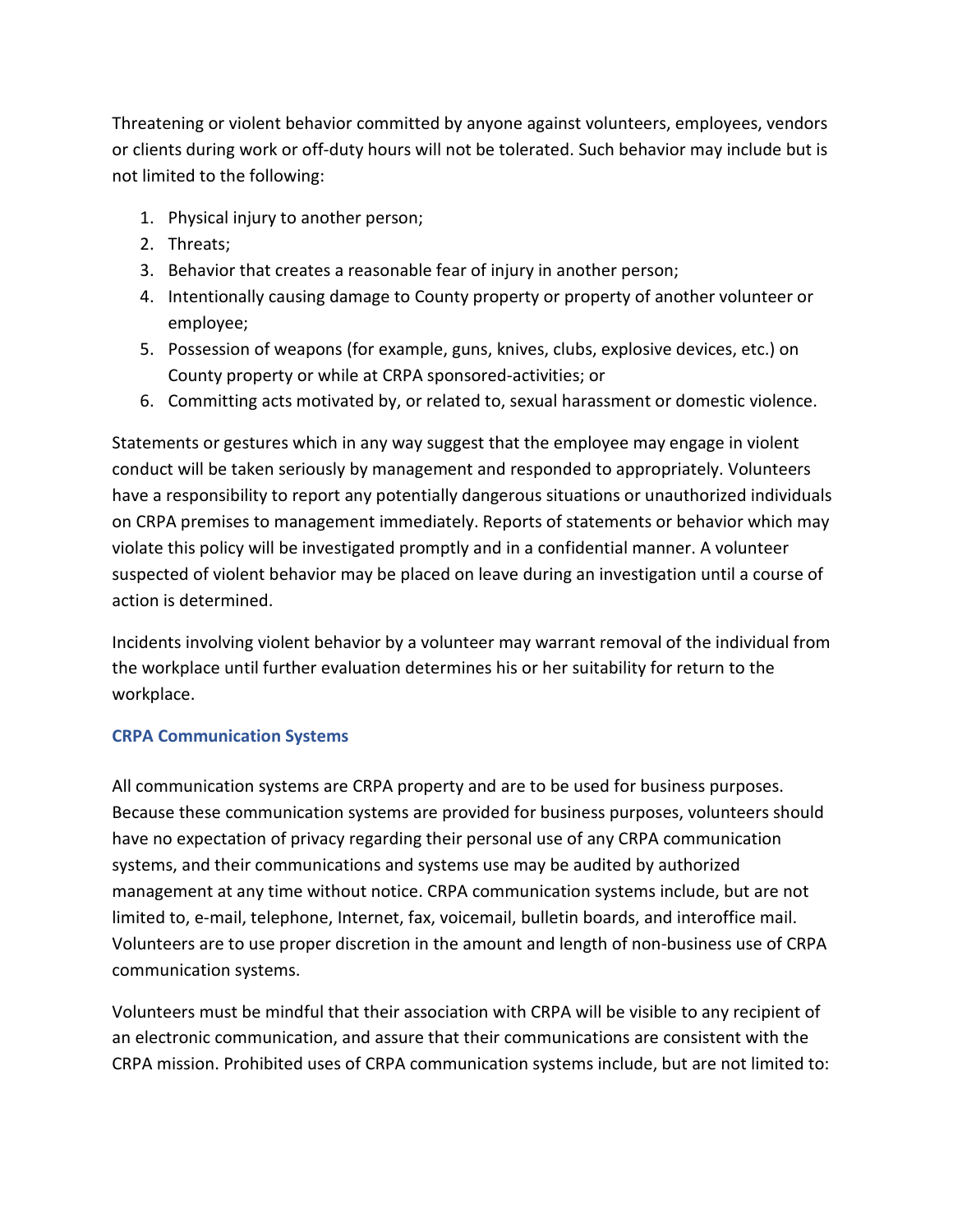Threatening or violent behavior committed by anyone against volunteers, employees, vendors or clients during work or off-duty hours will not be tolerated. Such behavior may include but is not limited to the following:

1. Physical injury to another person;
2. Threats;
3. Behavior that creates a reasonable fear of injury in another person;
4. Intentionally causing damage to County property or property of another volunteer or employee;
5. Possession of weapons (for example, guns, knives, clubs, explosive devices, etc.) on County property or while at CRPA sponsored-activities; or
6. Committing acts motivated by, or related to, sexual harassment or domestic violence.

Statements or gestures which in any way suggest that the employee may engage in violent conduct will be taken seriously by management and responded to appropriately. Volunteers have a responsibility to report any potentially dangerous situations or unauthorized individuals on CRPA premises to management immediately. Reports of statements or behavior which may violate this policy will be investigated promptly and in a confidential manner. A volunteer suspected of violent behavior may be placed on leave during an investigation until a course of action is determined.

Incidents involving violent behavior by a volunteer may warrant removal of the individual from the workplace until further evaluation determines his or her suitability for return to the workplace.

### CRPA Communication Systems

All communication systems are CRPA property and are to be used for business purposes. Because these communication systems are provided for business purposes, volunteers should have no expectation of privacy regarding their personal use of any CRPA communication systems, and their communications and systems use may be audited by authorized management at any time without notice. CRPA communication systems include, but are not limited to, e-mail, telephone, Internet, fax, voicemail, bulletin boards, and interoffice mail. Volunteers are to use proper discretion in the amount and length of non-business use of CRPA communication systems.

Volunteers must be mindful that their association with CRPA will be visible to any recipient of an electronic communication, and assure that their communications are consistent with the CRPA mission. Prohibited uses of CRPA communication systems include, but are not limited to: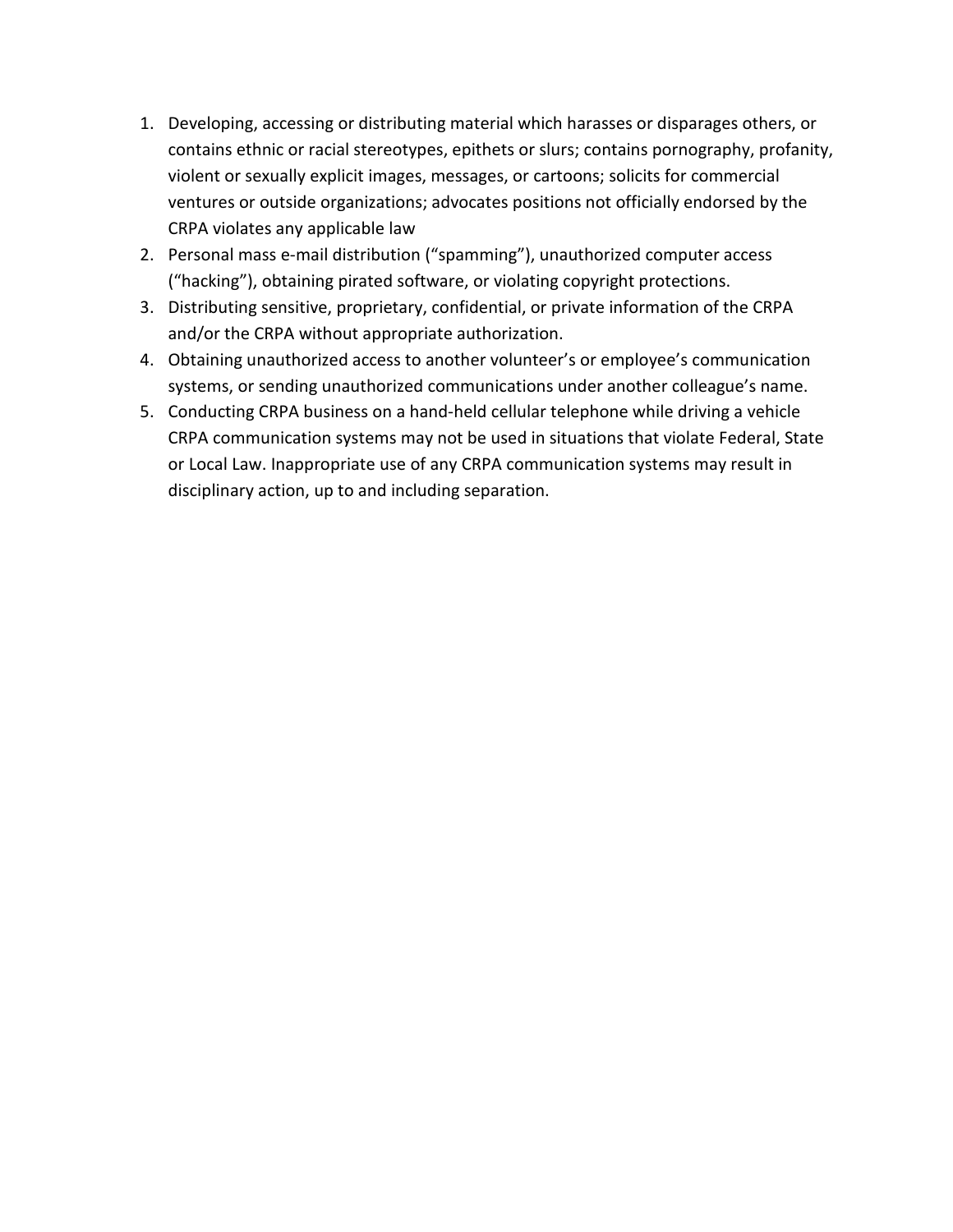1. Developing, accessing or distributing material which harasses or disparages others, or contains ethnic or racial stereotypes, epithets or slurs; contains pornography, profanity, violent or sexually explicit images, messages, or cartoons; solicits for commercial ventures or outside organizations; advocates positions not officially endorsed by the CRPA violates any applicable law
2. Personal mass e-mail distribution (“spamming”), unauthorized computer access (“hacking”), obtaining pirated software, or violating copyright protections.
3. Distributing sensitive, proprietary, confidential, or private information of the CRPA and/or the CRPA without appropriate authorization.
4. Obtaining unauthorized access to another volunteer’s or employee’s communication systems, or sending unauthorized communications under another colleague’s name.
5. Conducting CRPA business on a hand-held cellular telephone while driving a vehicle CRPA communication systems may not be used in situations that violate Federal, State or Local Law. Inappropriate use of any CRPA communication systems may result in disciplinary action, up to and including separation.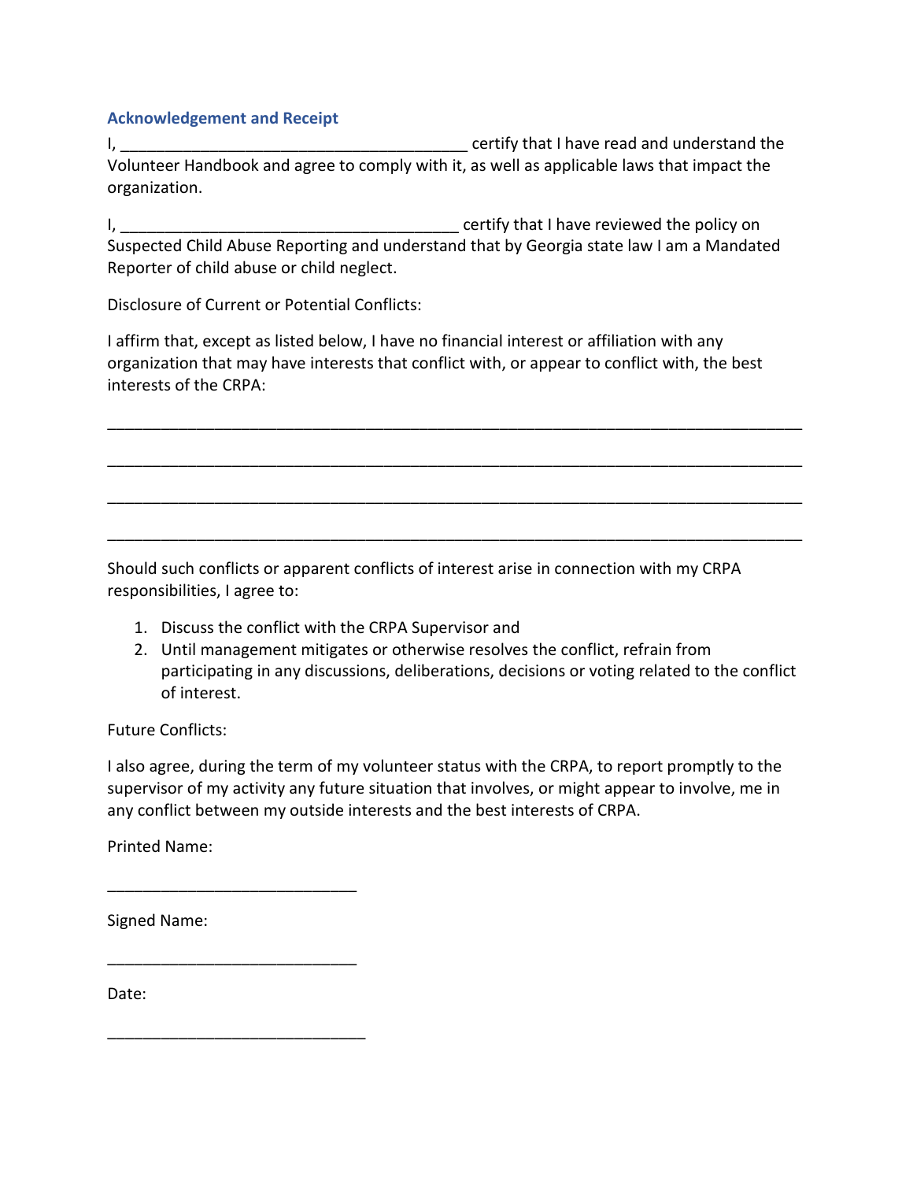### Acknowledgement and Receipt

I, ________________________________________ certify that I have read and understand the Volunteer Handbook and agree to comply with it, as well as applicable laws that impact the organization.

I, ________________________________________ certify that I have reviewed the policy on Suspected Child Abuse Reporting and understand that by Georgia state law I am a Mandated Reporter of child abuse or child neglect.

Disclosure of Current or Potential Conflicts:

I affirm that, except as listed below, I have no financial interest or affiliation with any organization that may have interests that conflict with, or appear to conflict with, the best interests of the CRPA:

___________________________________________________________________________

___________________________________________________________________________

___________________________________________________________________________

___________________________________________________________________________

Should such conflicts or apparent conflicts of interest arise in connection with my CRPA responsibilities, I agree to:

1. Discuss the conflict with the CRPA Supervisor and
2. Until management mitigates or otherwise resolves the conflict, refrain from participating in any discussions, deliberations, decisions or voting related to the conflict of interest.

Future Conflicts:

I also agree, during the term of my volunteer status with the CRPA, to report promptly to the supervisor of my activity any future situation that involves, or might appear to involve, me in any conflict between my outside interests and the best interests of CRPA.

Printed Name:

____________________________

Signed Name:

____________________________

Date:

_____________________________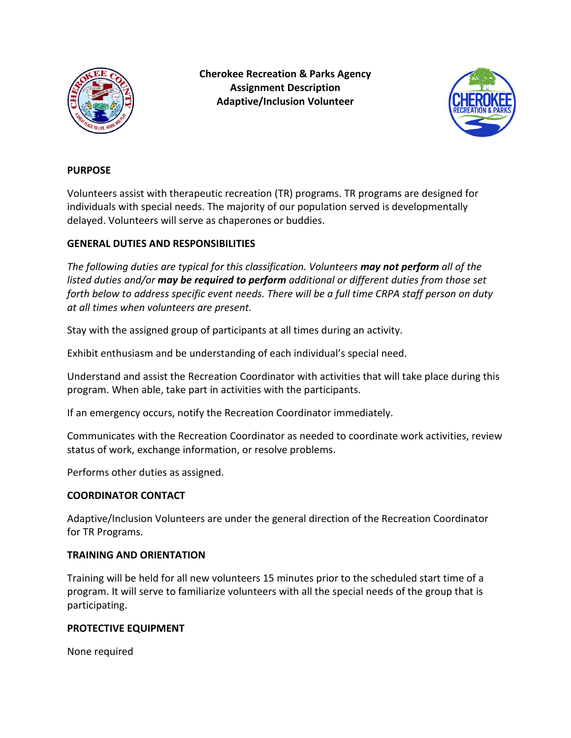**Cherokee Recreation & Parks Agency**
**Assignment Description**
**Adaptive/Inclusion Volunteer**

## PURPOSE

Volunteers assist with therapeutic recreation (TR) programs. TR programs are designed for individuals with special needs. The majority of our population served is developmentally delayed. Volunteers will serve as chaperones or buddies.

## GENERAL DUTIES AND RESPONSIBILITIES

*The following duties are typical for this classification. Volunteers* ***may not perform*** *all of the listed duties and/or* ***may be required to perform*** *additional or different duties from those set forth below to address specific event needs. There will be a full time CRPA staff person on duty at all times when volunteers are present.*

Stay with the assigned group of participants at all times during an activity.

Exhibit enthusiasm and be understanding of each individual's special need.

Understand and assist the Recreation Coordinator with activities that will take place during this program. When able, take part in activities with the participants.

If an emergency occurs, notify the Recreation Coordinator immediately.

Communicates with the Recreation Coordinator as needed to coordinate work activities, review status of work, exchange information, or resolve problems.

Performs other duties as assigned.

## COORDINATOR CONTACT

Adaptive/Inclusion Volunteers are under the general direction of the Recreation Coordinator for TR Programs.

## TRAINING AND ORIENTATION

Training will be held for all new volunteers 15 minutes prior to the scheduled start time of a program. It will serve to familiarize volunteers with all the special needs of the group that is participating.

## PROTECTIVE EQUIPMENT

None required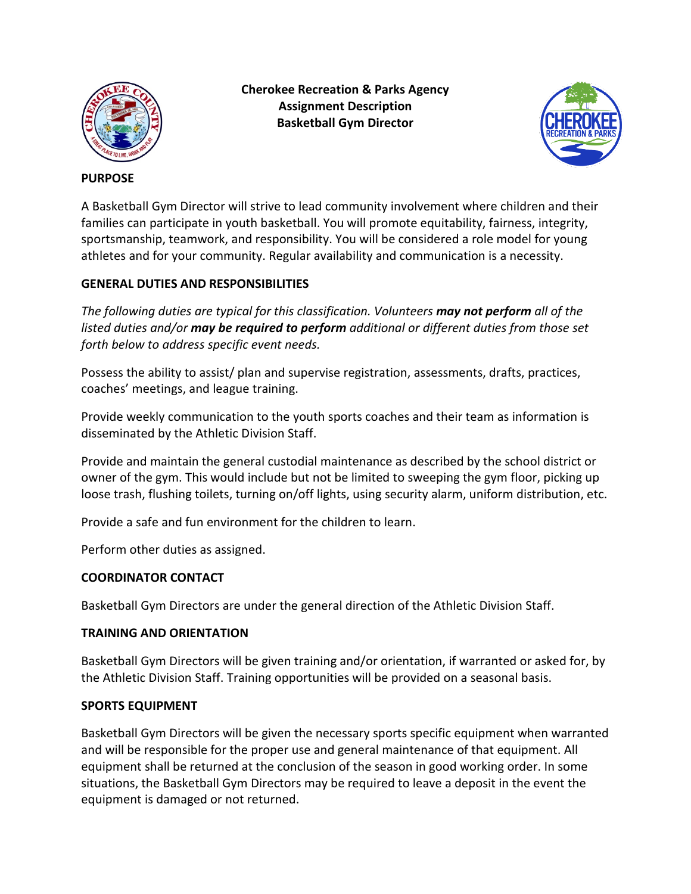**Cherokee Recreation & Parks Agency**
**Assignment Description**
**Basketball Gym Director**

## PURPOSE

A Basketball Gym Director will strive to lead community involvement where children and their families can participate in youth basketball. You will promote equitability, fairness, integrity, sportsmanship, teamwork, and responsibility. You will be considered a role model for young athletes and for your community. Regular availability and communication is a necessity.

## GENERAL DUTIES AND RESPONSIBILITIES

*The following duties are typical for this classification. Volunteers* ***may not perform*** *all of the listed duties and/or* ***may be required to perform*** *additional or different duties from those set forth below to address specific event needs.*

Possess the ability to assist/ plan and supervise registration, assessments, drafts, practices, coaches' meetings, and league training.

Provide weekly communication to the youth sports coaches and their team as information is disseminated by the Athletic Division Staff.

Provide and maintain the general custodial maintenance as described by the school district or owner of the gym. This would include but not be limited to sweeping the gym floor, picking up loose trash, flushing toilets, turning on/off lights, using security alarm, uniform distribution, etc.

Provide a safe and fun environment for the children to learn.

Perform other duties as assigned.

## COORDINATOR CONTACT

Basketball Gym Directors are under the general direction of the Athletic Division Staff.

## TRAINING AND ORIENTATION

Basketball Gym Directors will be given training and/or orientation, if warranted or asked for, by the Athletic Division Staff. Training opportunities will be provided on a seasonal basis.

## SPORTS EQUIPMENT

Basketball Gym Directors will be given the necessary sports specific equipment when warranted and will be responsible for the proper use and general maintenance of that equipment. All equipment shall be returned at the conclusion of the season in good working order. In some situations, the Basketball Gym Directors may be required to leave a deposit in the event the equipment is damaged or not returned.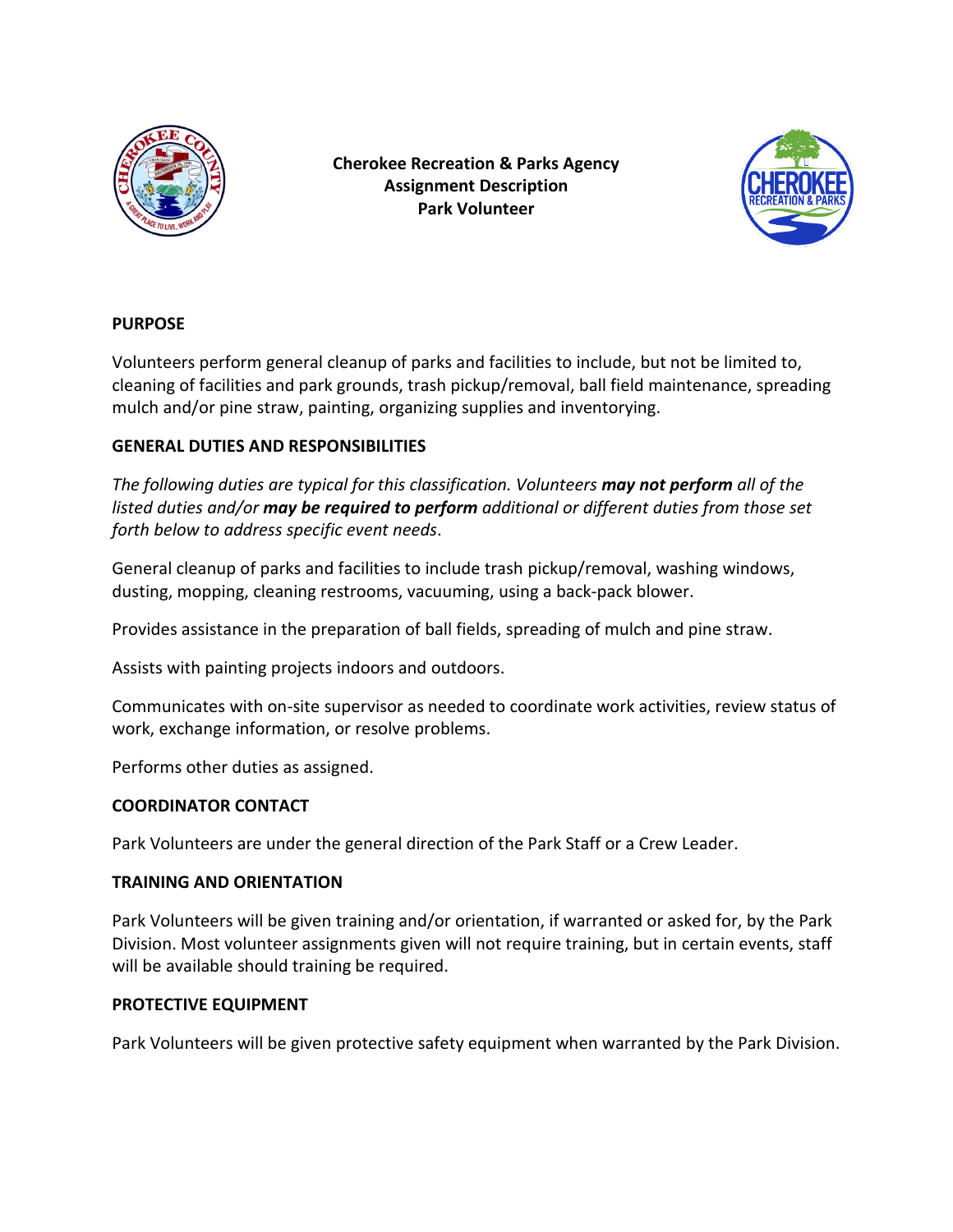**Cherokee Recreation & Parks Agency**
**Assignment Description**
**Park Volunteer**

## PURPOSE

Volunteers perform general cleanup of parks and facilities to include, but not be limited to, cleaning of facilities and park grounds, trash pickup/removal, ball field maintenance, spreading mulch and/or pine straw, painting, organizing supplies and inventorying.

## GENERAL DUTIES AND RESPONSIBILITIES

*The following duties are typical for this classification. Volunteers **may not perform** all of the listed duties and/or **may be required to perform** additional or different duties from those set forth below to address specific event needs*.

General cleanup of parks and facilities to include trash pickup/removal, washing windows, dusting, mopping, cleaning restrooms, vacuuming, using a back-pack blower.

Provides assistance in the preparation of ball fields, spreading of mulch and pine straw.

Assists with painting projects indoors and outdoors.

Communicates with on-site supervisor as needed to coordinate work activities, review status of work, exchange information, or resolve problems.

Performs other duties as assigned.

## COORDINATOR CONTACT

Park Volunteers are under the general direction of the Park Staff or a Crew Leader.

## TRAINING AND ORIENTATION

Park Volunteers will be given training and/or orientation, if warranted or asked for, by the Park Division. Most volunteer assignments given will not require training, but in certain events, staff will be available should training be required.

## PROTECTIVE EQUIPMENT

Park Volunteers will be given protective safety equipment when warranted by the Park Division.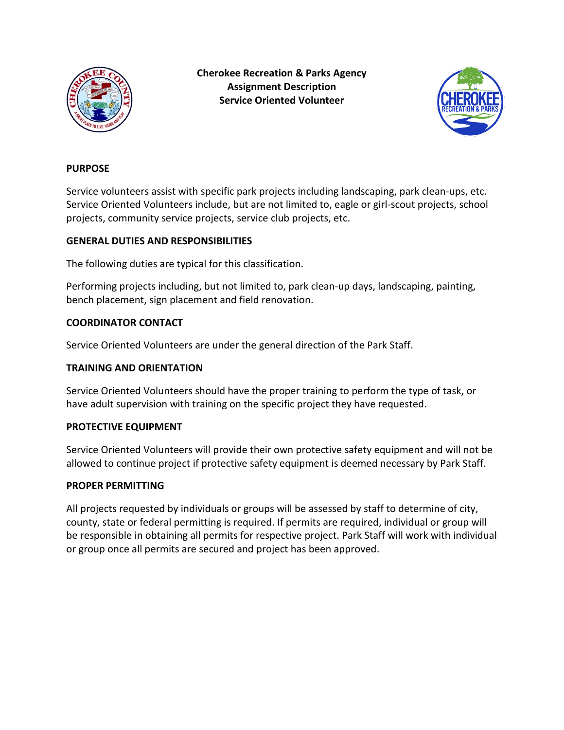**Cherokee Recreation & Parks Agency**
**Assignment Description**
**Service Oriented Volunteer**

## PURPOSE

Service volunteers assist with specific park projects including landscaping, park clean-ups, etc. Service Oriented Volunteers include, but are not limited to, eagle or girl-scout projects, school projects, community service projects, service club projects, etc.

## GENERAL DUTIES AND RESPONSIBILITIES

The following duties are typical for this classification.

Performing projects including, but not limited to, park clean-up days, landscaping, painting, bench placement, sign placement and field renovation.

## COORDINATOR CONTACT

Service Oriented Volunteers are under the general direction of the Park Staff.

## TRAINING AND ORIENTATION

Service Oriented Volunteers should have the proper training to perform the type of task, or have adult supervision with training on the specific project they have requested.

## PROTECTIVE EQUIPMENT

Service Oriented Volunteers will provide their own protective safety equipment and will not be allowed to continue project if protective safety equipment is deemed necessary by Park Staff.

## PROPER PERMITTING

All projects requested by individuals or groups will be assessed by staff to determine of city, county, state or federal permitting is required. If permits are required, individual or group will be responsible in obtaining all permits for respective project. Park Staff will work with individual or group once all permits are secured and project has been approved.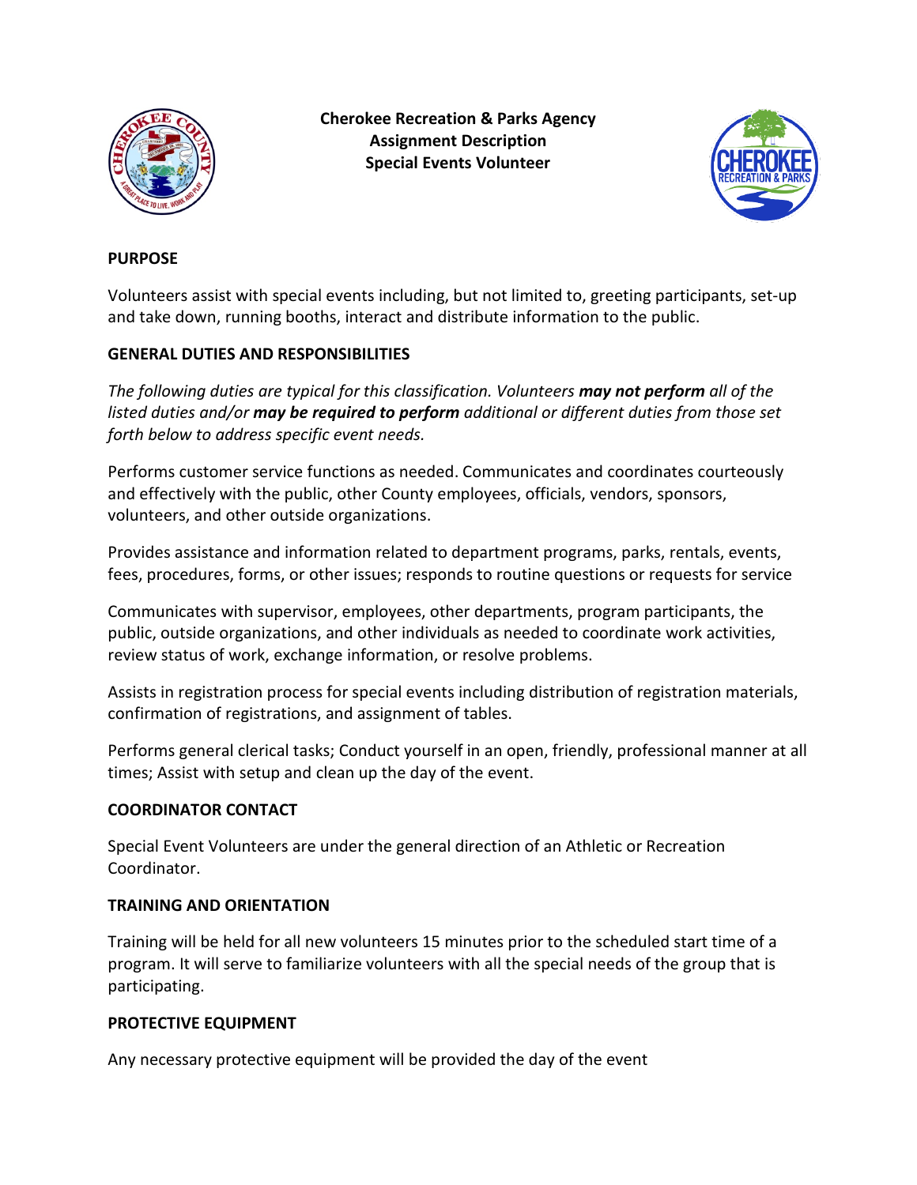**Cherokee Recreation & Parks Agency**
**Assignment Description**
**Special Events Volunteer**

**PURPOSE**

Volunteers assist with special events including, but not limited to, greeting participants, set-up and take down, running booths, interact and distribute information to the public.

**GENERAL DUTIES AND RESPONSIBILITIES**

*The following duties are typical for this classification. Volunteers* ***may not perform*** *all of the listed duties and/or* ***may be required to perform*** *additional or different duties from those set forth below to address specific event needs.*

Performs customer service functions as needed. Communicates and coordinates courteously and effectively with the public, other County employees, officials, vendors, sponsors, volunteers, and other outside organizations.

Provides assistance and information related to department programs, parks, rentals, events, fees, procedures, forms, or other issues; responds to routine questions or requests for service

Communicates with supervisor, employees, other departments, program participants, the public, outside organizations, and other individuals as needed to coordinate work activities, review status of work, exchange information, or resolve problems.

Assists in registration process for special events including distribution of registration materials, confirmation of registrations, and assignment of tables.

Performs general clerical tasks; Conduct yourself in an open, friendly, professional manner at all times; Assist with setup and clean up the day of the event.

**COORDINATOR CONTACT**

Special Event Volunteers are under the general direction of an Athletic or Recreation Coordinator.

**TRAINING AND ORIENTATION**

Training will be held for all new volunteers 15 minutes prior to the scheduled start time of a program. It will serve to familiarize volunteers with all the special needs of the group that is participating.

**PROTECTIVE EQUIPMENT**

Any necessary protective equipment will be provided the day of the event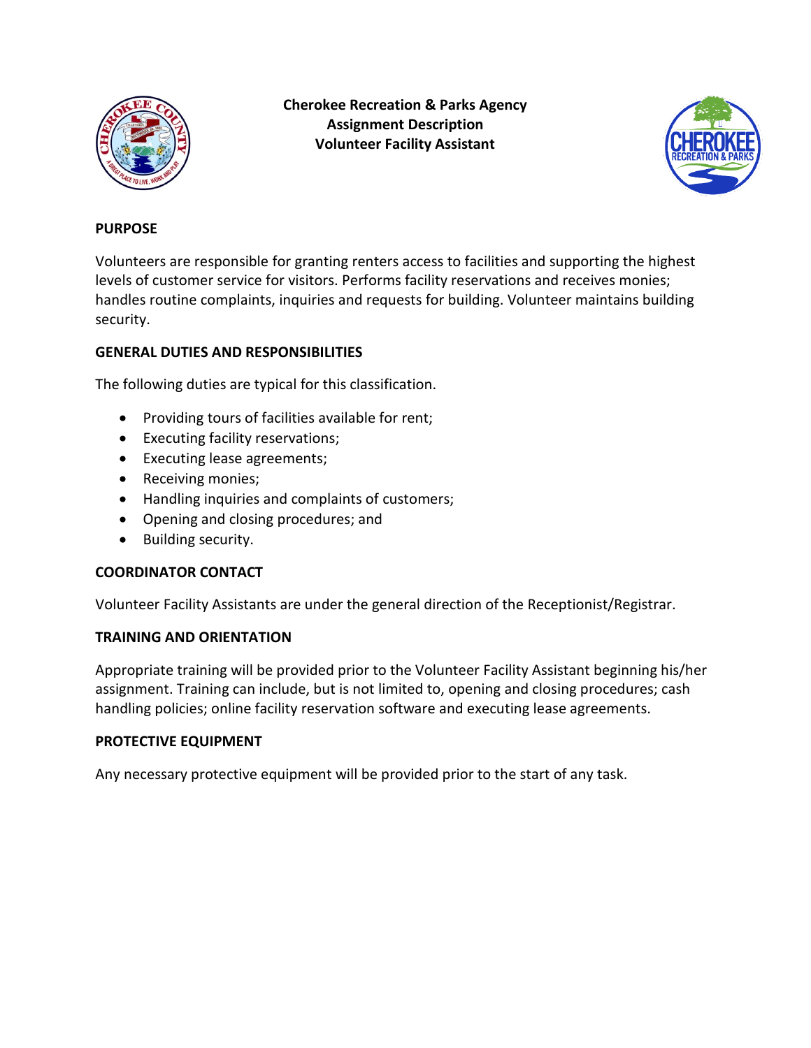**Cherokee Recreation & Parks Agency**
**Assignment Description**
**Volunteer Facility Assistant**

## PURPOSE

Volunteers are responsible for granting renters access to facilities and supporting the highest levels of customer service for visitors. Performs facility reservations and receives monies; handles routine complaints, inquiries and requests for building. Volunteer maintains building security.

## GENERAL DUTIES AND RESPONSIBILITIES

The following duties are typical for this classification.

- Providing tours of facilities available for rent;
- Executing facility reservations;
- Executing lease agreements;
- Receiving monies;
- Handling inquiries and complaints of customers;
- Opening and closing procedures; and
- Building security.

## COORDINATOR CONTACT

Volunteer Facility Assistants are under the general direction of the Receptionist/Registrar.

## TRAINING AND ORIENTATION

Appropriate training will be provided prior to the Volunteer Facility Assistant beginning his/her assignment. Training can include, but is not limited to, opening and closing procedures; cash handling policies; online facility reservation software and executing lease agreements.

## PROTECTIVE EQUIPMENT

Any necessary protective equipment will be provided prior to the start of any task.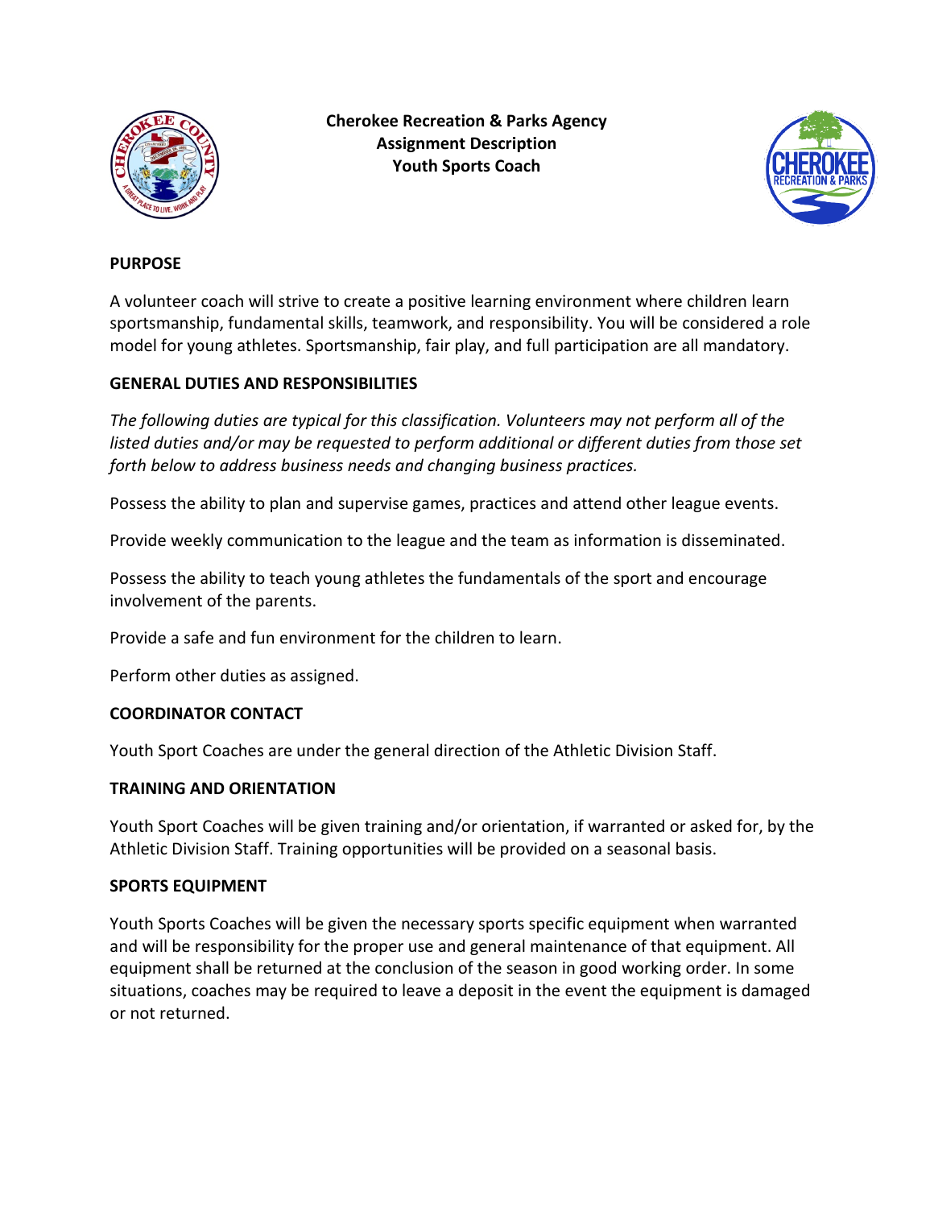**Cherokee Recreation & Parks Agency**
**Assignment Description**
**Youth Sports Coach**

## PURPOSE

A volunteer coach will strive to create a positive learning environment where children learn sportsmanship, fundamental skills, teamwork, and responsibility. You will be considered a role model for young athletes. Sportsmanship, fair play, and full participation are all mandatory.

## GENERAL DUTIES AND RESPONSIBILITIES

*The following duties are typical for this classification. Volunteers may not perform all of the listed duties and/or may be requested to perform additional or different duties from those set forth below to address business needs and changing business practices.*

Possess the ability to plan and supervise games, practices and attend other league events.

Provide weekly communication to the league and the team as information is disseminated.

Possess the ability to teach young athletes the fundamentals of the sport and encourage involvement of the parents.

Provide a safe and fun environment for the children to learn.

Perform other duties as assigned.

## COORDINATOR CONTACT

Youth Sport Coaches are under the general direction of the Athletic Division Staff.

## TRAINING AND ORIENTATION

Youth Sport Coaches will be given training and/or orientation, if warranted or asked for, by the Athletic Division Staff. Training opportunities will be provided on a seasonal basis.

## SPORTS EQUIPMENT

Youth Sports Coaches will be given the necessary sports specific equipment when warranted and will be responsibility for the proper use and general maintenance of that equipment. All equipment shall be returned at the conclusion of the season in good working order. In some situations, coaches may be required to leave a deposit in the event the equipment is damaged or not returned.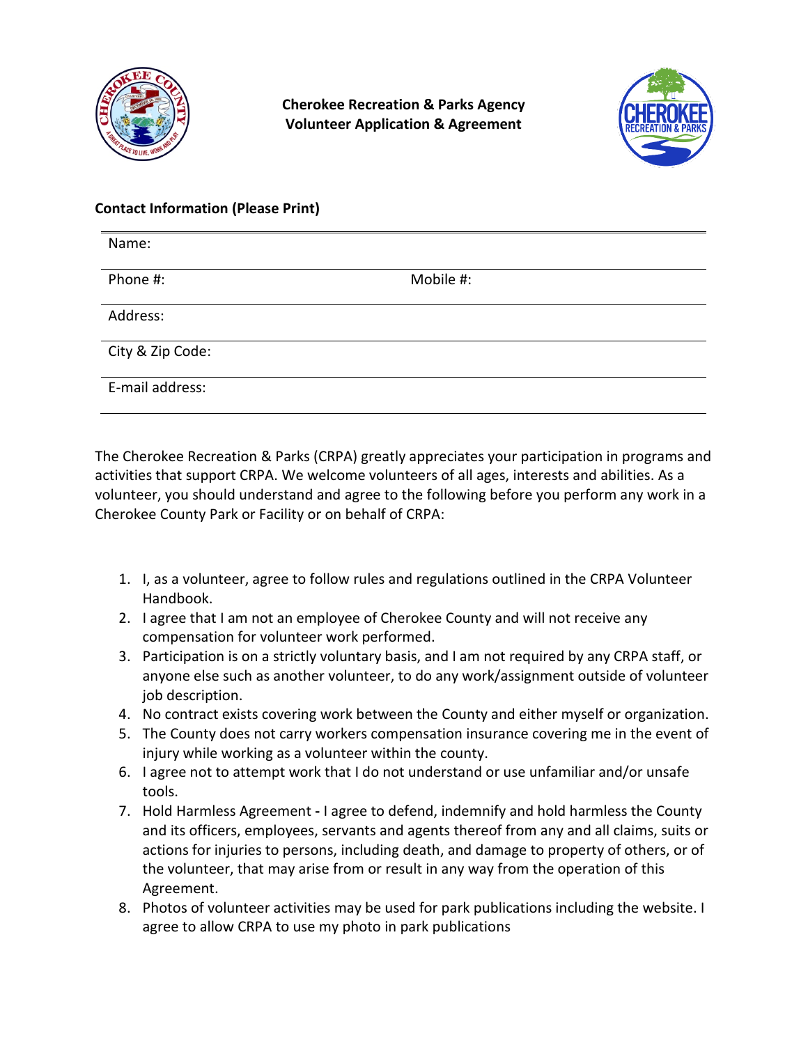**Cherokee Recreation & Parks Agency**
**Volunteer Application & Agreement**

**Contact Information (Please Print)**

| Name: | |
|---|---|
| Phone #: | Mobile #: |
| Address: | |
| City & Zip Code: | |
| E-mail address: | |

The Cherokee Recreation & Parks (CRPA) greatly appreciates your participation in programs and activities that support CRPA. We welcome volunteers of all ages, interests and abilities. As a volunteer, you should understand and agree to the following before you perform any work in a Cherokee County Park or Facility or on behalf of CRPA:

1. I, as a volunteer, agree to follow rules and regulations outlined in the CRPA Volunteer Handbook.
2. I agree that I am not an employee of Cherokee County and will not receive any compensation for volunteer work performed.
3. Participation is on a strictly voluntary basis, and I am not required by any CRPA staff, or anyone else such as another volunteer, to do any work/assignment outside of volunteer job description.
4. No contract exists covering work between the County and either myself or organization.
5. The County does not carry workers compensation insurance covering me in the event of injury while working as a volunteer within the county.
6. I agree not to attempt work that I do not understand or use unfamiliar and/or unsafe tools.
7. Hold Harmless Agreement **-** I agree to defend, indemnify and hold harmless the County and its officers, employees, servants and agents thereof from any and all claims, suits or actions for injuries to persons, including death, and damage to property of others, or of the volunteer, that may arise from or result in any way from the operation of this Agreement.
8. Photos of volunteer activities may be used for park publications including the website. I agree to allow CRPA to use my photo in park publications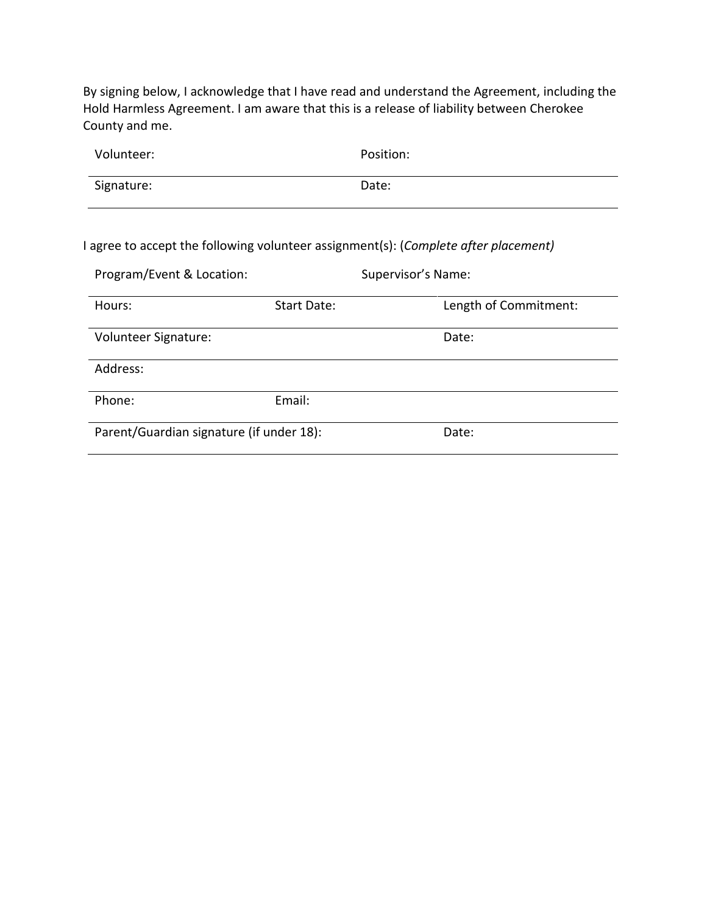By signing below, I acknowledge that I have read and understand the Agreement, including the Hold Harmless Agreement. I am aware that this is a release of liability between Cherokee County and me.

| Volunteer: | Position: |
| --- | --- |
| Signature: | Date: |

I agree to accept the following volunteer assignment(s): (*Complete after placement)*

| Program/Event & Location: | | Supervisor's Name: |
| --- | --- | --- |
| Hours: | Start Date: | Length of Commitment: |
| Volunteer Signature: | | Date: |
| Address: | | |
| Phone: | Email: | |
| Parent/Guardian signature (if under 18): | | Date: |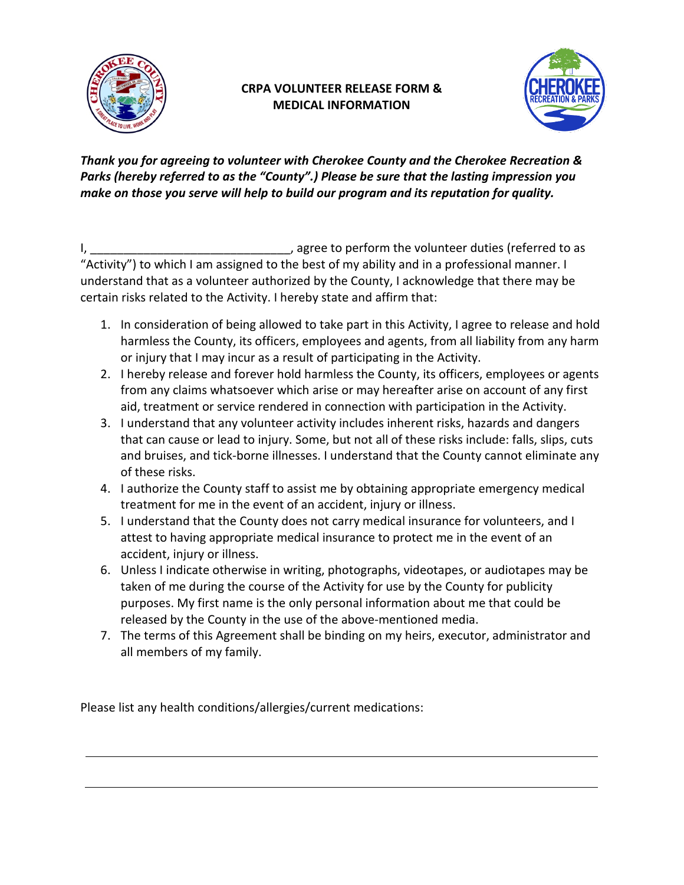# CRPA VOLUNTEER RELEASE FORM & MEDICAL INFORMATION

***Thank you for agreeing to volunteer with Cherokee County and the Cherokee Recreation & Parks (hereby referred to as the "County".) Please be sure that the lasting impression you make on those you serve will help to build our program and its reputation for quality.***

I, ______________________________, agree to perform the volunteer duties (referred to as "Activity") to which I am assigned to the best of my ability and in a professional manner. I understand that as a volunteer authorized by the County, I acknowledge that there may be certain risks related to the Activity. I hereby state and affirm that:

1. In consideration of being allowed to take part in this Activity, I agree to release and hold harmless the County, its officers, employees and agents, from all liability from any harm or injury that I may incur as a result of participating in the Activity.
2. I hereby release and forever hold harmless the County, its officers, employees or agents from any claims whatsoever which arise or may hereafter arise on account of any first aid, treatment or service rendered in connection with participation in the Activity.
3. I understand that any volunteer activity includes inherent risks, hazards and dangers that can cause or lead to injury. Some, but not all of these risks include: falls, slips, cuts and bruises, and tick-borne illnesses. I understand that the County cannot eliminate any of these risks.
4. I authorize the County staff to assist me by obtaining appropriate emergency medical treatment for me in the event of an accident, injury or illness.
5. I understand that the County does not carry medical insurance for volunteers, and I attest to having appropriate medical insurance to protect me in the event of an accident, injury or illness.
6. Unless I indicate otherwise in writing, photographs, videotapes, or audiotapes may be taken of me during the course of the Activity for use by the County for publicity purposes. My first name is the only personal information about me that could be released by the County in the use of the above-mentioned media.
7. The terms of this Agreement shall be binding on my heirs, executor, administrator and all members of my family.

Please list any health conditions/allergies/current medications:

______________________________________________________________________

______________________________________________________________________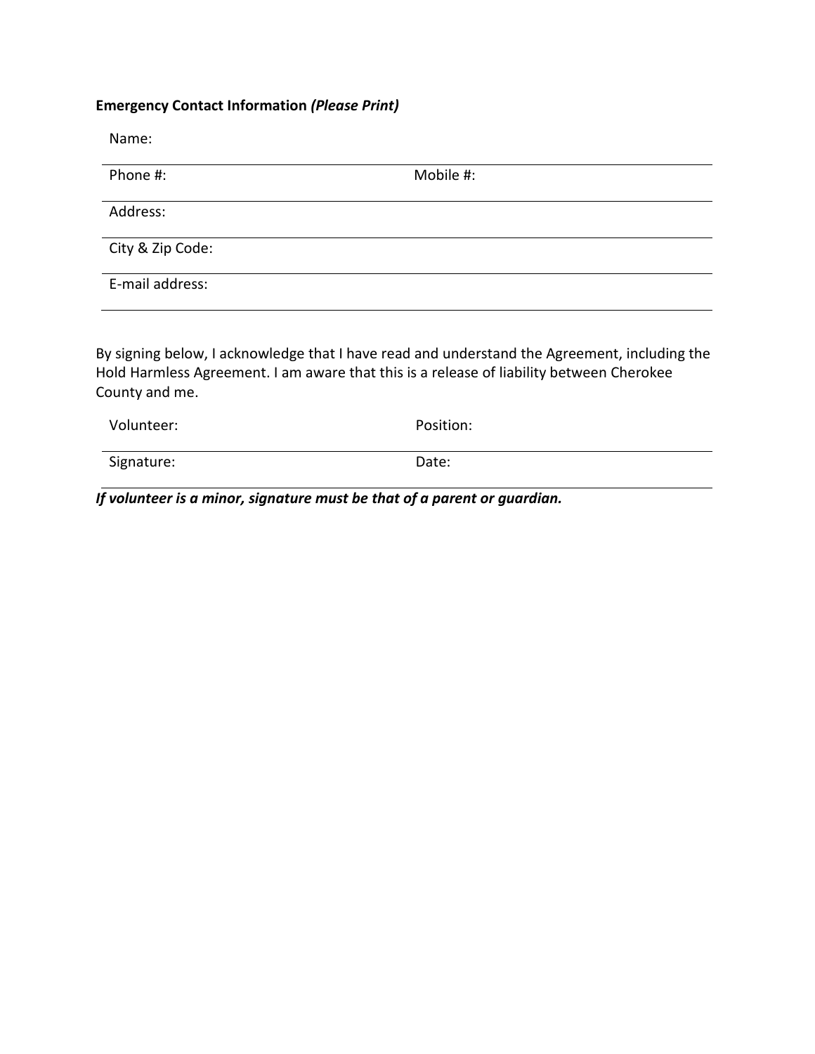**Emergency Contact Information *(Please Print)***

| | |
|---|---|
| Name: | |
| Phone #: | Mobile #: |
| Address: | |
| City & Zip Code: | |
| E-mail address: | |

By signing below, I acknowledge that I have read and understand the Agreement, including the Hold Harmless Agreement. I am aware that this is a release of liability between Cherokee County and me.

| | |
|---|---|
| Volunteer: | Position: |
| Signature: | Date: |

***If volunteer is a minor, signature must be that of a parent or guardian.***